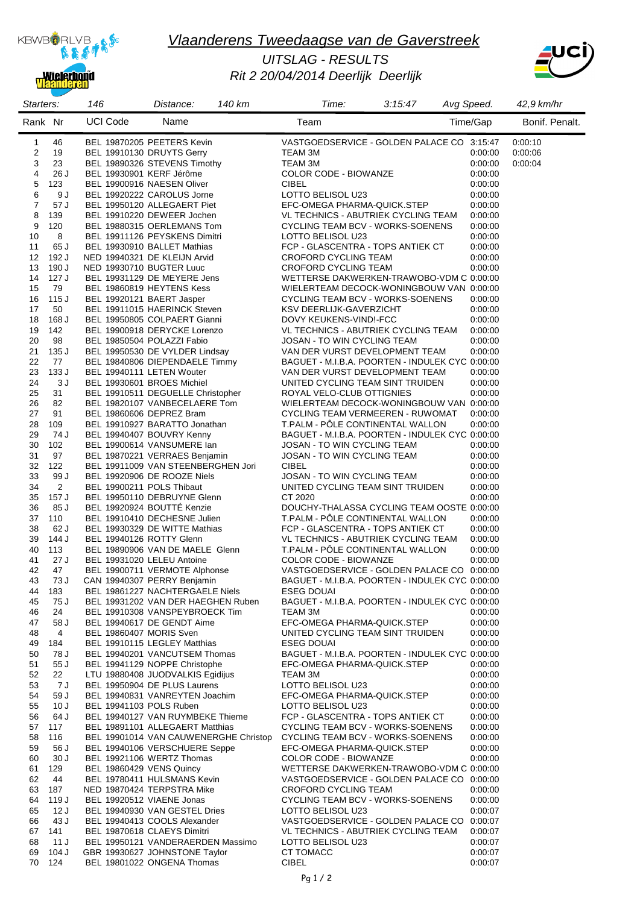# *Vlaanderens Tweedaagse van de Gaverstreek*

*UITSLAG - RESULTS*

*Rit 2 20/04/2014 Deerlijk Deerlijk*

| *Starters:* | *146* | *Distance:* | *140 km* | *Time:* | *3:15:47* | *Avg Speed.* | *42,9 km/hr* |
|---|---|---|---|---|---|---|---|

| Rank | Nr | UCI Code | Name | Team | Time/Gap | Bonif. | Penalt. |
|---|---|---|---|---|---|---|---|
| 1 | 46 | BEL 19870205 | PEETERS Kevin | VASTGOEDSERVICE - GOLDEN PALACE CO | 3:15:47 | 0:00:10 | |
| 2 | 19 | BEL 19910130 | DRUYTS Gerry | TEAM 3M | 0:00:00 | 0:00:06 | |
| 3 | 23 | BEL 19890326 | STEVENS Timothy | TEAM 3M | 0:00:00 | 0:00:04 | |
| 4 | 26 J | BEL 19930901 | KERF Jérôme | COLOR CODE - BIOWANZE | 0:00:00 | | |
| 5 | 123 | BEL 19900916 | NAESEN Oliver | CIBEL | 0:00:00 | | |
| 6 | 9 J | BEL 19920222 | CAROLUS Jorne | LOTTO BELISOL U23 | 0:00:00 | | |
| 7 | 57 J | BEL 19950120 | ALLEGAERT Piet | EFC-OMEGA PHARMA-QUICK.STEP | 0:00:00 | | |
| 8 | 139 | BEL 19910220 | DEWEER Jochen | VL TECHNICS - ABUTRIEK CYCLING TEAM | 0:00:00 | | |
| 9 | 120 | BEL 19880315 | OERLEMANS Tom | CYCLING TEAM BCV - WORKS-SOENENS | 0:00:00 | | |
| 10 | 8 | BEL 19911126 | PEYSKENS Dimitri | LOTTO BELISOL U23 | 0:00:00 | | |
| 11 | 65 J | BEL 19930910 | BALLET Mathias | FCP - GLASCENTRA - TOPS ANTIEK CT | 0:00:00 | | |
| 12 | 192 J | NED 19940321 | DE KLEIJN Arvid | CROFORD CYCLING TEAM | 0:00:00 | | |
| 13 | 190 J | NED 19930710 | BUGTER Luuc | CROFORD CYCLING TEAM | 0:00:00 | | |
| 14 | 127 J | BEL 19931129 | DE MEYERE Jens | WETTERSE DAKWERKEN-TRAWOBO-VDM C | 0:00:00 | | |
| 15 | 79 | BEL 19860819 | HEYTENS Kess | WIELERTEAM DECOCK-WONINGBOUW VAN | 0:00:00 | | |
| 16 | 115 J | BEL 19920121 | BAERT Jasper | CYCLING TEAM BCV - WORKS-SOENENS | 0:00:00 | | |
| 17 | 50 | BEL 19911015 | HAERINCK Steven | KSV DEERLIJK-GAVERZICHT | 0:00:00 | | |
| 18 | 168 J | BEL 19950805 | COLPAERT Gianni | DOVY KEUKENS-VINDI-FCC | 0:00:00 | | |
| 19 | 142 | BEL 19900918 | DERYCKE Lorenzo | VL TECHNICS - ABUTRIEK CYCLING TEAM | 0:00:00 | | |
| 20 | 98 | BEL 19850504 | POLAZZI Fabio | JOSAN - TO WIN CYCLING TEAM | 0:00:00 | | |
| 21 | 135 J | BEL 19950530 | DE VYLDER Lindsay | VAN DER VURST DEVELOPMENT TEAM | 0:00:00 | | |
| 22 | 77 | BEL 19840806 | DIEPENDAELE Timmy | BAGUET - M.I.B.A. POORTEN - INDULEK CYC | 0:00:00 | | |
| 23 | 133 J | BEL 19940111 | LETEN Wouter | VAN DER VURST DEVELOPMENT TEAM | 0:00:00 | | |
| 24 | 3 J | BEL 19930601 | BROES Michiel | UNITED CYCLING TEAM SINT TRUIDEN | 0:00:00 | | |
| 25 | 31 | BEL 19910511 | DEGUELLE Christopher | ROYAL VELO-CLUB OTTIGNIES | 0:00:00 | | |
| 26 | 82 | BEL 19820107 | VANBECELAERE Tom | WIELERTEAM DECOCK-WONINGBOUW VAN | 0:00:00 | | |
| 27 | 91 | BEL 19860606 | DEPREZ Bram | CYCLING TEAM VERMEEREN - RUWOMAT | 0:00:00 | | |
| 28 | 109 | BEL 19910927 | BARATTO Jonathan | T.PALM - PÔLE CONTINENTAL WALLON | 0:00:00 | | |
| 29 | 74 J | BEL 19940407 | BOUVRY Kenny | BAGUET - M.I.B.A. POORTEN - INDULEK CYC | 0:00:00 | | |
| 30 | 102 | BEL 19900614 | VANSUMERE Ian | JOSAN - TO WIN CYCLING TEAM | 0:00:00 | | |
| 31 | 97 | BEL 19870221 | VERRAES Benjamin | JOSAN - TO WIN CYCLING TEAM | 0:00:00 | | |
| 32 | 122 | BEL 19911009 | VAN STEENBERGHEN Jori | CIBEL | 0:00:00 | | |
| 33 | 99 J | BEL 19920906 | DE ROOZE Niels | JOSAN - TO WIN CYCLING TEAM | 0:00:00 | | |
| 34 | 2 | BEL 19900211 | POLS Thibaut | UNITED CYCLING TEAM SINT TRUIDEN | 0:00:00 | | |
| 35 | 157 J | BEL 19950110 | DEBRUYNE Glenn | CT 2020 | 0:00:00 | | |
| 36 | 85 J | BEL 19920924 | BOUTTÉ Kenzie | DOUCHY-THALASSA CYCLING TEAM OOSTE | 0:00:00 | | |
| 37 | 110 | BEL 19910410 | DECHESNE Julien | T.PALM - PÔLE CONTINENTAL WALLON | 0:00:00 | | |
| 38 | 62 J | BEL 19930329 | DE WITTE Mathias | FCP - GLASCENTRA - TOPS ANTIEK CT | 0:00:00 | | |
| 39 | 144 J | BEL 19940126 | ROTTY Glenn | VL TECHNICS - ABUTRIEK CYCLING TEAM | 0:00:00 | | |
| 40 | 113 | BEL 19890906 | VAN DE MAELE Glenn | T.PALM - PÔLE CONTINENTAL WALLON | 0:00:00 | | |
| 41 | 27 J | BEL 19931020 | LELEU Antoine | COLOR CODE - BIOWANZE | 0:00:00 | | |
| 42 | 47 | BEL 19900711 | VERMOTE Alphonse | VASTGOEDSERVICE - GOLDEN PALACE CO | 0:00:00 | | |
| 43 | 73 J | CAN 19940307 | PERRY Benjamin | BAGUET - M.I.B.A. POORTEN - INDULEK CYC | 0:00:00 | | |
| 44 | 183 | BEL 19861227 | NACHTERGAELE Niels | ESEG DOUAI | 0:00:00 | | |
| 45 | 75 J | BEL 19931202 | VAN DER HAEGHEN Ruben | BAGUET - M.I.B.A. POORTEN - INDULEK CYC | 0:00:00 | | |
| 46 | 24 | BEL 19910308 | VANSPEYBROECK Tim | TEAM 3M | 0:00:00 | | |
| 47 | 58 J | BEL 19940617 | DE GENDT Aime | EFC-OMEGA PHARMA-QUICK.STEP | 0:00:00 | | |
| 48 | 4 | BEL 19860407 | MORIS Sven | UNITED CYCLING TEAM SINT TRUIDEN | 0:00:00 | | |
| 49 | 184 | BEL 19910115 | LEGLEY Matthias | ESEG DOUAI | 0:00:00 | | |
| 50 | 78 J | BEL 19940201 | VANCUTSEM Thomas | BAGUET - M.I.B.A. POORTEN - INDULEK CYC | 0:00:00 | | |
| 51 | 55 J | BEL 19941129 | NOPPE Christophe | EFC-OMEGA PHARMA-QUICK.STEP | 0:00:00 | | |
| 52 | 22 | LTU 19880408 | JUODVALKIS Egidijus | TEAM 3M | 0:00:00 | | |
| 53 | 7 J | BEL 19950904 | DE PLUS Laurens | LOTTO BELISOL U23 | 0:00:00 | | |
| 54 | 59 J | BEL 19940831 | VANREYTEN Joachim | EFC-OMEGA PHARMA-QUICK.STEP | 0:00:00 | | |
| 55 | 10 J | BEL 19941103 | POLS Ruben | LOTTO BELISOL U23 | 0:00:00 | | |
| 56 | 64 J | BEL 19940127 | VAN RUYMBEKE Thieme | FCP - GLASCENTRA - TOPS ANTIEK CT | 0:00:00 | | |
| 57 | 117 | BEL 19891101 | ALLEGAERT Matthias | CYCLING TEAM BCV - WORKS-SOENENS | 0:00:00 | | |
| 58 | 116 | BEL 19901014 | VAN CAUWENERGHE Christop | CYCLING TEAM BCV - WORKS-SOENENS | 0:00:00 | | |
| 59 | 56 J | BEL 19940106 | VERSCHUERE Seppe | EFC-OMEGA PHARMA-QUICK.STEP | 0:00:00 | | |
| 60 | 30 J | BEL 19921106 | WERTZ Thomas | COLOR CODE - BIOWANZE | 0:00:00 | | |
| 61 | 129 | BEL 19860429 | VENS Quincy | WETTERSE DAKWERKEN-TRAWOBO-VDM C | 0:00:00 | | |
| 62 | 44 | BEL 19780411 | HULSMANS Kevin | VASTGOEDSERVICE - GOLDEN PALACE CO | 0:00:00 | | |
| 63 | 187 | NED 19870424 | TERPSTRA Mike | CROFORD CYCLING TEAM | 0:00:00 | | |
| 64 | 119 J | BEL 19920512 | VIAENE Jonas | CYCLING TEAM BCV - WORKS-SOENENS | 0:00:00 | | |
| 65 | 12 J | BEL 19940930 | VAN GESTEL Dries | LOTTO BELISOL U23 | 0:00:07 | | |
| 66 | 43 J | BEL 19940413 | COOLS Alexander | VASTGOEDSERVICE - GOLDEN PALACE CO | 0:00:07 | | |
| 67 | 141 | BEL 19870618 | CLAEYS Dimitri | VL TECHNICS - ABUTRIEK CYCLING TEAM | 0:00:07 | | |
| 68 | 11 J | BEL 19950121 | VANDERAERDEN Massimo | LOTTO BELISOL U23 | 0:00:07 | | |
| 69 | 104 J | GBR 19930627 | JOHNSTONE Taylor | CT TOMACC | 0:00:07 | | |
| 70 | 124 | BEL 19801022 | ONGENA Thomas | CIBEL | 0:00:07 | | |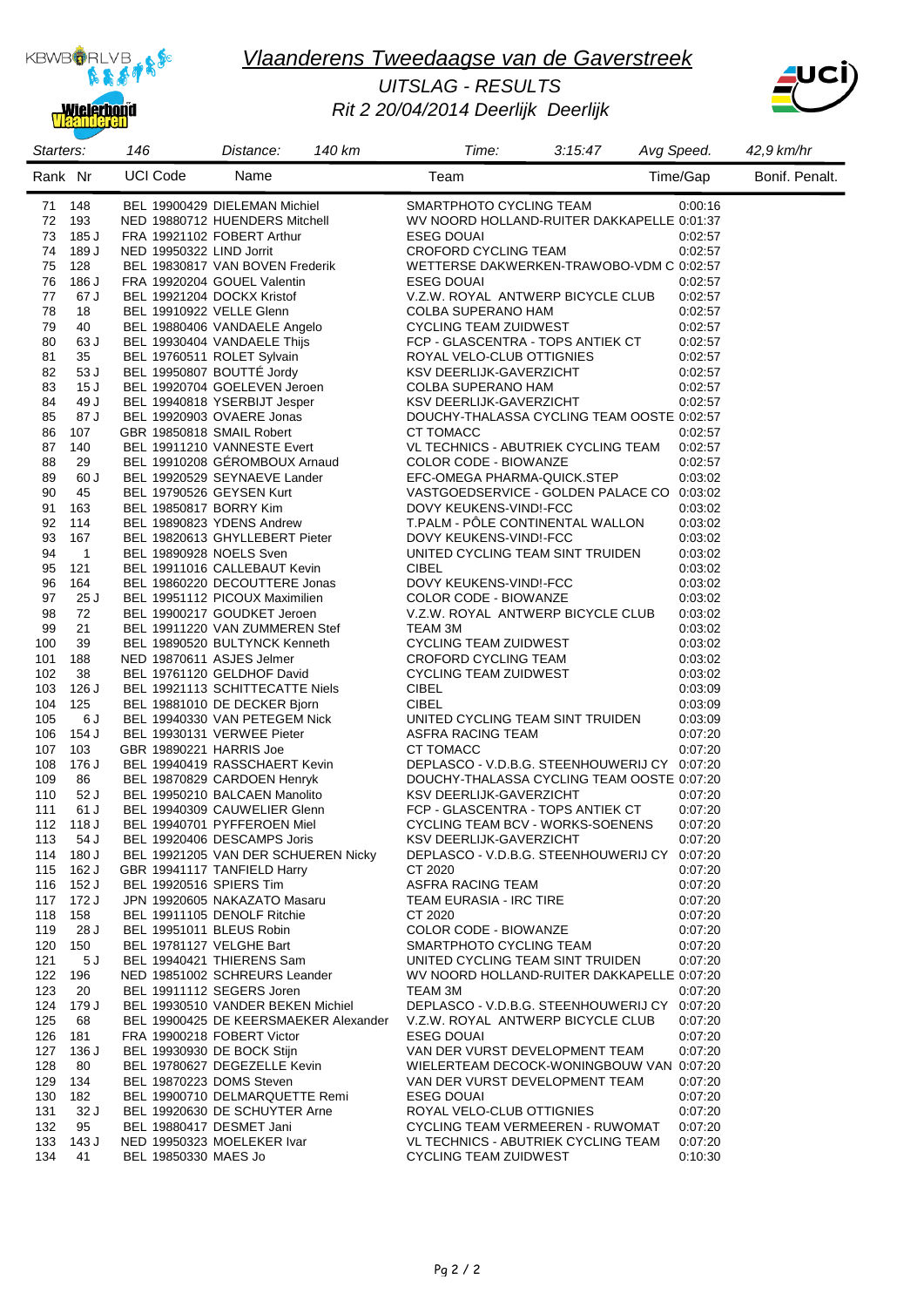# Vlaanderens Tweedaagse van de Gaverstreek

## UITSLAG - RESULTS

## Rit 2 20/04/2014 Deerlijk Deerlijk

Starters: 146 | Distance: 140 km | Time: 3:15:47 | Avg Speed. 42,9 km/hr

| Rank | Nr | UCI Code | Name | Team | Time/Gap | Bonif. | Penalt. |
|---|---|---|---|---|---|---|---|
| 71 | 148 | BEL 19900429 | DIELEMAN Michiel | SMARTPHOTO CYCLING TEAM | 0:00:16 | | |
| 72 | 193 | NED 19880712 | HUENDERS Mitchell | WV NOORD HOLLAND-RUITER DAKKAPELLE | 0:01:37 | | |
| 73 | 185 J | FRA 19921102 | FOBERT Arthur | ESEG DOUAI | 0:02:57 | | |
| 74 | 189 J | NED 19950322 | LIND Jorrit | CROFORD CYCLING TEAM | 0:02:57 | | |
| 75 | 128 | BEL 19830817 | VAN BOVEN Frederik | WETTERSE DAKWERKEN-TRAWOBO-VDM C | 0:02:57 | | |
| 76 | 186 J | FRA 19920204 | GOUEL Valentin | ESEG DOUAI | 0:02:57 | | |
| 77 | 67 J | BEL 19921204 | DOCKX Kristof | V.Z.W. ROYAL ANTWERP BICYCLE CLUB | 0:02:57 | | |
| 78 | 18 | BEL 19910922 | VELLE Glenn | COLBA SUPERANO HAM | 0:02:57 | | |
| 79 | 40 | BEL 19880406 | VANDAELE Angelo | CYCLING TEAM ZUIDWEST | 0:02:57 | | |
| 80 | 63 J | BEL 19930404 | VANDAELE Thijs | FCP - GLASCENTRA - TOPS ANTIEK CT | 0:02:57 | | |
| 81 | 35 | BEL 19760511 | ROLET Sylvain | ROYAL VELO-CLUB OTTIGNIES | 0:02:57 | | |
| 82 | 53 J | BEL 19950807 | BOUTTÉ Jordy | KSV DEERLIJK-GAVERZICHT | 0:02:57 | | |
| 83 | 15 J | BEL 19920704 | GOELEVEN Jeroen | COLBA SUPERANO HAM | 0:02:57 | | |
| 84 | 49 J | BEL 19940818 | YSERBIJT Jesper | KSV DEERLIJK-GAVERZICHT | 0:02:57 | | |
| 85 | 87 J | BEL 19920903 | OVAERE Jonas | DOUCHY-THALASSA CYCLING TEAM OOSTE | 0:02:57 | | |
| 86 | 107 | GBR 19850818 | SMAIL Robert | CT TOMACC | 0:02:57 | | |
| 87 | 140 | BEL 19911210 | VANNESTE Evert | VL TECHNICS - ABUTRIEK CYCLING TEAM | 0:02:57 | | |
| 88 | 29 | BEL 19910208 | GÉROMBOUX Arnaud | COLOR CODE - BIOWANZE | 0:02:57 | | |
| 89 | 60 J | BEL 19920529 | SEYNAEVE Lander | EFC-OMEGA PHARMA-QUICK.STEP | 0:03:02 | | |
| 90 | 45 | BEL 19790526 | GEYSEN Kurt | VASTGOEDSERVICE - GOLDEN PALACE CO | 0:03:02 | | |
| 91 | 163 | BEL 19850817 | BORRY Kim | DOVY KEUKENS-VIND!-FCC | 0:03:02 | | |
| 92 | 114 | BEL 19890823 | YDENS Andrew | T.PALM - PÔLE CONTINENTAL WALLON | 0:03:02 | | |
| 93 | 167 | BEL 19820613 | GHYLLEBERT Pieter | DOVY KEUKENS-VIND!-FCC | 0:03:02 | | |
| 94 | 1 | BEL 19890928 | NOELS Sven | UNITED CYCLING TEAM SINT TRUIDEN | 0:03:02 | | |
| 95 | 121 | BEL 19911016 | CALLEBAUT Kevin | CIBEL | 0:03:02 | | |
| 96 | 164 | BEL 19860220 | DECOUTTERE Jonas | DOVY KEUKENS-VIND!-FCC | 0:03:02 | | |
| 97 | 25 J | BEL 19951112 | PICOUX Maximilien | COLOR CODE - BIOWANZE | 0:03:02 | | |
| 98 | 72 | BEL 19900217 | GOUDKET Jeroen | V.Z.W. ROYAL ANTWERP BICYCLE CLUB | 0:03:02 | | |
| 99 | 21 | BEL 19911220 | VAN ZUMMEREN Stef | TEAM 3M | 0:03:02 | | |
| 100 | 39 | BEL 19890520 | BULTYNCK Kenneth | CYCLING TEAM ZUIDWEST | 0:03:02 | | |
| 101 | 188 | NED 19870611 | ASJES Jelmer | CROFORD CYCLING TEAM | 0:03:02 | | |
| 102 | 38 | BEL 19761120 | GELDHOF David | CYCLING TEAM ZUIDWEST | 0:03:02 | | |
| 103 | 126 J | BEL 19921113 | SCHITTECATTE Niels | CIBEL | 0:03:09 | | |
| 104 | 125 | BEL 19881010 | DE DECKER Bjorn | CIBEL | 0:03:09 | | |
| 105 | 6 J | BEL 19940330 | VAN PETEGEM Nick | UNITED CYCLING TEAM SINT TRUIDEN | 0:03:09 | | |
| 106 | 154 J | BEL 19930131 | VERWEE Pieter | ASFRA RACING TEAM | 0:07:20 | | |
| 107 | 103 | GBR 19890221 | HARRIS Joe | CT TOMACC | 0:07:20 | | |
| 108 | 176 J | BEL 19940419 | RASSCHAERT Kevin | DEPLASCO - V.D.B.G. STEENHOUWERIJ CY | 0:07:20 | | |
| 109 | 86 | BEL 19870829 | CARDOEN Henryk | DOUCHY-THALASSA CYCLING TEAM OOSTE | 0:07:20 | | |
| 110 | 52 J | BEL 19950210 | BALCAEN Manolito | KSV DEERLIJK-GAVERZICHT | 0:07:20 | | |
| 111 | 61 J | BEL 19940309 | CAUWELIER Glenn | FCP - GLASCENTRA - TOPS ANTIEK CT | 0:07:20 | | |
| 112 | 118 J | BEL 19940701 | PYFFEROEN Miel | CYCLING TEAM BCV - WORKS-SOENENS | 0:07:20 | | |
| 113 | 54 J | BEL 19920406 | DESCAMPS Joris | KSV DEERLIJK-GAVERZICHT | 0:07:20 | | |
| 114 | 180 J | BEL 19921205 | VAN DER SCHUEREN Nicky | DEPLASCO - V.D.B.G. STEENHOUWERIJ CY | 0:07:20 | | |
| 115 | 162 J | GBR 19941117 | TANFIELD Harry | CT 2020 | 0:07:20 | | |
| 116 | 152 J | BEL 19920516 | SPIERS Tim | ASFRA RACING TEAM | 0:07:20 | | |
| 117 | 172 J | JPN 19920605 | NAKAZATO Masaru | TEAM EURASIA - IRC TIRE | 0:07:20 | | |
| 118 | 158 | BEL 19911105 | DENOLF Ritchie | CT 2020 | 0:07:20 | | |
| 119 | 28 J | BEL 19951011 | BLEUS Robin | COLOR CODE - BIOWANZE | 0:07:20 | | |
| 120 | 150 | BEL 19781127 | VELGHE Bart | SMARTPHOTO CYCLING TEAM | 0:07:20 | | |
| 121 | 5 J | BEL 19940421 | THIERENS Sam | UNITED CYCLING TEAM SINT TRUIDEN | 0:07:20 | | |
| 122 | 196 | NED 19851002 | SCHREURS Leander | WV NOORD HOLLAND-RUITER DAKKAPELLE | 0:07:20 | | |
| 123 | 20 | BEL 19911112 | SEGERS Joren | TEAM 3M | 0:07:20 | | |
| 124 | 179 J | BEL 19930510 | VANDER BEKEN Michiel | DEPLASCO - V.D.B.G. STEENHOUWERIJ CY | 0:07:20 | | |
| 125 | 68 | BEL 19900425 | DE KEERSMAEKER Alexander | V.Z.W. ROYAL ANTWERP BICYCLE CLUB | 0:07:20 | | |
| 126 | 181 | FRA 19900218 | FOBERT Victor | ESEG DOUAI | 0:07:20 | | |
| 127 | 136 J | BEL 19930930 | DE BOCK Stijn | VAN DER VURST DEVELOPMENT TEAM | 0:07:20 | | |
| 128 | 80 | BEL 19780627 | DEGEZELLE Kevin | WIELERTEAM DECOCK-WONINGBOUW VAN | 0:07:20 | | |
| 129 | 134 | BEL 19870223 | DOMS Steven | VAN DER VURST DEVELOPMENT TEAM | 0:07:20 | | |
| 130 | 182 | BEL 19900710 | DELMARQUETTE Remi | ESEG DOUAI | 0:07:20 | | |
| 131 | 32 J | BEL 19920630 | DE SCHUYTER Arne | ROYAL VELO-CLUB OTTIGNIES | 0:07:20 | | |
| 132 | 95 | BEL 19880417 | DESMET Jani | CYCLING TEAM VERMEEREN - RUWOMAT | 0:07:20 | | |
| 133 | 143 J | NED 19950323 | MOELEKER Ivar | VL TECHNICS - ABUTRIEK CYCLING TEAM | 0:07:20 | | |
| 134 | 41 | BEL 19850330 | MAES Jo | CYCLING TEAM ZUIDWEST | 0:10:30 | | |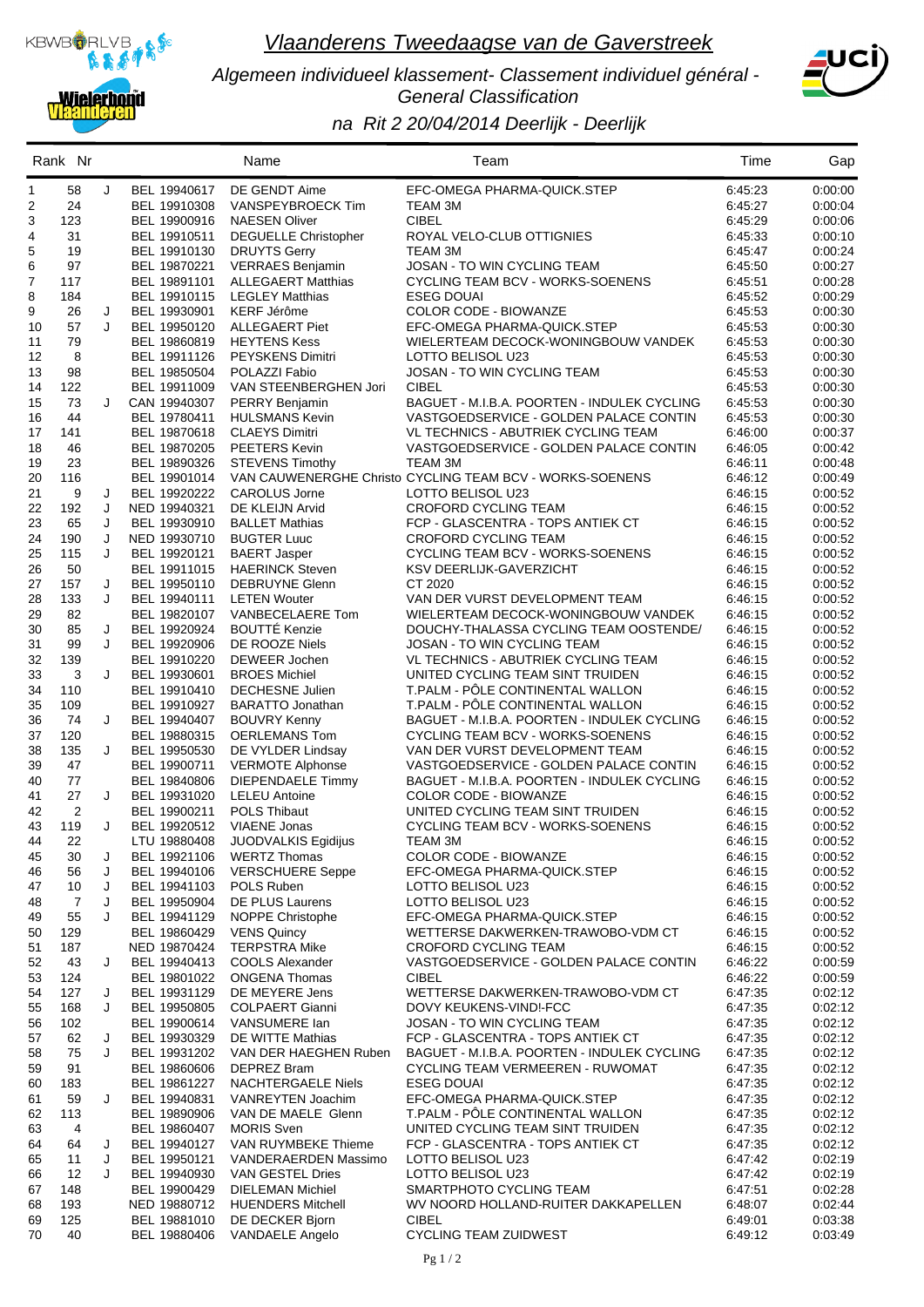# Vlaanderens Tweedaagse van de Gaverstreek

*Algemeen individueel klassement- Classement individuel général - General Classification*

*na Rit 2 20/04/2014 Deerlijk - Deerlijk*

| Rank | Nr | | | Name | Team | Time | Gap |
|---|---|---|---|---|---|---|---|
| 1 | 58 | J | BEL 19940617 | DE GENDT Aime | EFC-OMEGA PHARMA-QUICK.STEP | 6:45:23 | 0:00:00 |
| 2 | 24 | | BEL 19910308 | VANSPEYBROECK Tim | TEAM 3M | 6:45:27 | 0:00:04 |
| 3 | 123 | | BEL 19900916 | NAESEN Oliver | CIBEL | 6:45:29 | 0:00:06 |
| 4 | 31 | | BEL 19910511 | DEGUELLE Christopher | ROYAL VELO-CLUB OTTIGNIES | 6:45:33 | 0:00:10 |
| 5 | 19 | | BEL 19910130 | DRUYTS Gerry | TEAM 3M | 6:45:47 | 0:00:24 |
| 6 | 97 | | BEL 19870221 | VERRAES Benjamin | JOSAN - TO WIN CYCLING TEAM | 6:45:50 | 0:00:27 |
| 7 | 117 | | BEL 19891101 | ALLEGAERT Matthias | CYCLING TEAM BCV - WORKS-SOENENS | 6:45:51 | 0:00:28 |
| 8 | 184 | | BEL 19910115 | LEGLEY Matthias | ESEG DOUAI | 6:45:52 | 0:00:29 |
| 9 | 26 | J | BEL 19930901 | KERF Jérôme | COLOR CODE - BIOWANZE | 6:45:53 | 0:00:30 |
| 10 | 57 | J | BEL 19950120 | ALLEGAERT Piet | EFC-OMEGA PHARMA-QUICK.STEP | 6:45:53 | 0:00:30 |
| 11 | 79 | | BEL 19860819 | HEYTENS Kess | WIELERTEAM DECOCK-WONINGBOUW VANDEK | 6:45:53 | 0:00:30 |
| 12 | 8 | | BEL 19911126 | PEYSKENS Dimitri | LOTTO BELISOL U23 | 6:45:53 | 0:00:30 |
| 13 | 98 | | BEL 19850504 | POLAZZI Fabio | JOSAN - TO WIN CYCLING TEAM | 6:45:53 | 0:00:30 |
| 14 | 122 | | BEL 19911009 | VAN STEENBERGHEN Jori | CIBEL | 6:45:53 | 0:00:30 |
| 15 | 73 | J | CAN 19940307 | PERRY Benjamin | BAGUET - M.I.B.A. POORTEN - INDULEK CYCLING | 6:45:53 | 0:00:30 |
| 16 | 44 | | BEL 19780411 | HULSMANS Kevin | VASTGOEDSERVICE - GOLDEN PALACE CONTIN | 6:45:53 | 0:00:30 |
| 17 | 141 | | BEL 19870618 | CLAEYS Dimitri | VL TECHNICS - ABUTRIEK CYCLING TEAM | 6:46:00 | 0:00:37 |
| 18 | 46 | | BEL 19870205 | PEETERS Kevin | VASTGOEDSERVICE - GOLDEN PALACE CONTIN | 6:46:05 | 0:00:42 |
| 19 | 23 | | BEL 19890326 | STEVENS Timothy | TEAM 3M | 6:46:11 | 0:00:48 |
| 20 | 116 | | BEL 19901014 | VAN CAUWENERGHE Christo | CYCLING TEAM BCV - WORKS-SOENENS | 6:46:12 | 0:00:49 |
| 21 | 9 | J | BEL 19920222 | CAROLUS Jorne | LOTTO BELISOL U23 | 6:46:15 | 0:00:52 |
| 22 | 192 | J | NED 19940321 | DE KLEIJN Arvid | CROFORD CYCLING TEAM | 6:46:15 | 0:00:52 |
| 23 | 65 | J | BEL 19930910 | BALLET Mathias | FCP - GLASCENTRA - TOPS ANTIEK CT | 6:46:15 | 0:00:52 |
| 24 | 190 | J | NED 19930710 | BUGTER Luuc | CROFORD CYCLING TEAM | 6:46:15 | 0:00:52 |
| 25 | 115 | J | BEL 19920121 | BAERT Jasper | CYCLING TEAM BCV - WORKS-SOENENS | 6:46:15 | 0:00:52 |
| 26 | 50 | | BEL 19911015 | HAERINCK Steven | KSV DEERLIJK-GAVERZICHT | 6:46:15 | 0:00:52 |
| 27 | 157 | J | BEL 19950110 | DEBRUYNE Glenn | CT 2020 | 6:46:15 | 0:00:52 |
| 28 | 133 | J | BEL 19940111 | LETEN Wouter | VAN DER VURST DEVELOPMENT TEAM | 6:46:15 | 0:00:52 |
| 29 | 82 | | BEL 19820107 | VANBECELAERE Tom | WIELERTEAM DECOCK-WONINGBOUW VANDEK | 6:46:15 | 0:00:52 |
| 30 | 85 | J | BEL 19920924 | BOUTTÉ Kenzie | DOUCHY-THALASSA CYCLING TEAM OOSTENDE/ | 6:46:15 | 0:00:52 |
| 31 | 99 | J | BEL 19920906 | DE ROOZE Niels | JOSAN - TO WIN CYCLING TEAM | 6:46:15 | 0:00:52 |
| 32 | 139 | | BEL 19910220 | DEWEER Jochen | VL TECHNICS - ABUTRIEK CYCLING TEAM | 6:46:15 | 0:00:52 |
| 33 | 3 | J | BEL 19930601 | BROES Michiel | UNITED CYCLING TEAM SINT TRUIDEN | 6:46:15 | 0:00:52 |
| 34 | 110 | | BEL 19910410 | DECHESNE Julien | T.PALM - PÔLE CONTINENTAL WALLON | 6:46:15 | 0:00:52 |
| 35 | 109 | | BEL 19910927 | BARATTO Jonathan | T.PALM - PÔLE CONTINENTAL WALLON | 6:46:15 | 0:00:52 |
| 36 | 74 | J | BEL 19940407 | BOUVRY Kenny | BAGUET - M.I.B.A. POORTEN - INDULEK CYCLING | 6:46:15 | 0:00:52 |
| 37 | 120 | | BEL 19880315 | OERLEMANS Tom | CYCLING TEAM BCV - WORKS-SOENENS | 6:46:15 | 0:00:52 |
| 38 | 135 | J | BEL 19950530 | DE VYLDER Lindsay | VAN DER VURST DEVELOPMENT TEAM | 6:46:15 | 0:00:52 |
| 39 | 47 | | BEL 19900711 | VERMOTE Alphonse | VASTGOEDSERVICE - GOLDEN PALACE CONTIN | 6:46:15 | 0:00:52 |
| 40 | 77 | | BEL 19840806 | DIEPENDAELE Timmy | BAGUET - M.I.B.A. POORTEN - INDULEK CYCLING | 6:46:15 | 0:00:52 |
| 41 | 27 | J | BEL 19931020 | LELEU Antoine | COLOR CODE - BIOWANZE | 6:46:15 | 0:00:52 |
| 42 | 2 | | BEL 19900211 | POLS Thibaut | UNITED CYCLING TEAM SINT TRUIDEN | 6:46:15 | 0:00:52 |
| 43 | 119 | J | BEL 19920512 | VIAENE Jonas | CYCLING TEAM BCV - WORKS-SOENENS | 6:46:15 | 0:00:52 |
| 44 | 22 | | LTU 19880408 | JUODVALKIS Egidijus | TEAM 3M | 6:46:15 | 0:00:52 |
| 45 | 30 | J | BEL 19921106 | WERTZ Thomas | COLOR CODE - BIOWANZE | 6:46:15 | 0:00:52 |
| 46 | 56 | J | BEL 19940106 | VERSCHUERE Seppe | EFC-OMEGA PHARMA-QUICK.STEP | 6:46:15 | 0:00:52 |
| 47 | 10 | J | BEL 19941103 | POLS Ruben | LOTTO BELISOL U23 | 6:46:15 | 0:00:52 |
| 48 | 7 | J | BEL 19950904 | DE PLUS Laurens | LOTTO BELISOL U23 | 6:46:15 | 0:00:52 |
| 49 | 55 | J | BEL 19941129 | NOPPE Christophe | EFC-OMEGA PHARMA-QUICK.STEP | 6:46:15 | 0:00:52 |
| 50 | 129 | | BEL 19860429 | VENS Quincy | WETTERSE DAKWERKEN-TRAWOBO-VDM CT | 6:46:15 | 0:00:52 |
| 51 | 187 | | NED 19870424 | TERPSTRA Mike | CROFORD CYCLING TEAM | 6:46:15 | 0:00:52 |
| 52 | 43 | J | BEL 19940413 | COOLS Alexander | VASTGOEDSERVICE - GOLDEN PALACE CONTIN | 6:46:22 | 0:00:59 |
| 53 | 124 | | BEL 19801022 | ONGENA Thomas | CIBEL | 6:46:22 | 0:00:59 |
| 54 | 127 | J | BEL 19931129 | DE MEYERE Jens | WETTERSE DAKWERKEN-TRAWOBO-VDM CT | 6:47:35 | 0:02:12 |
| 55 | 168 | J | BEL 19950805 | COLPAERT Gianni | DOVY KEUKENS-VIND!-FCC | 6:47:35 | 0:02:12 |
| 56 | 102 | | BEL 19900614 | VANSUMERE Ian | JOSAN - TO WIN CYCLING TEAM | 6:47:35 | 0:02:12 |
| 57 | 62 | J | BEL 19930329 | DE WITTE Mathias | FCP - GLASCENTRA - TOPS ANTIEK CT | 6:47:35 | 0:02:12 |
| 58 | 75 | J | BEL 19931202 | VAN DER HAEGHEN Ruben | BAGUET - M.I.B.A. POORTEN - INDULEK CYCLING | 6:47:35 | 0:02:12 |
| 59 | 91 | | BEL 19860606 | DEPREZ Bram | CYCLING TEAM VERMEEREN - RUWOMAT | 6:47:35 | 0:02:12 |
| 60 | 183 | | BEL 19861227 | NACHTERGAELE Niels | ESEG DOUAI | 6:47:35 | 0:02:12 |
| 61 | 59 | J | BEL 19940831 | VANREYTEN Joachim | EFC-OMEGA PHARMA-QUICK.STEP | 6:47:35 | 0:02:12 |
| 62 | 113 | | BEL 19890906 | VAN DE MAELE Glenn | T.PALM - PÔLE CONTINENTAL WALLON | 6:47:35 | 0:02:12 |
| 63 | 4 | | BEL 19860407 | MORIS Sven | UNITED CYCLING TEAM SINT TRUIDEN | 6:47:35 | 0:02:12 |
| 64 | 64 | J | BEL 19940127 | VAN RUYMBEKE Thieme | FCP - GLASCENTRA - TOPS ANTIEK CT | 6:47:35 | 0:02:12 |
| 65 | 11 | J | BEL 19950121 | VANDERAERDEN Massimo | LOTTO BELISOL U23 | 6:47:42 | 0:02:19 |
| 66 | 12 | J | BEL 19940930 | VAN GESTEL Dries | LOTTO BELISOL U23 | 6:47:42 | 0:02:19 |
| 67 | 148 | | BEL 19900429 | DIELEMAN Michiel | SMARTPHOTO CYCLING TEAM | 6:47:51 | 0:02:28 |
| 68 | 193 | | NED 19880712 | HUENDERS Mitchell | WV NOORD HOLLAND-RUITER DAKKAPELLEN | 6:48:07 | 0:02:44 |
| 69 | 125 | | BEL 19881010 | DE DECKER Bjorn | CIBEL | 6:49:01 | 0:03:38 |
| 70 | 40 | | BEL 19880406 | VANDAELE Angelo | CYCLING TEAM ZUIDWEST | 6:49:12 | 0:03:49 |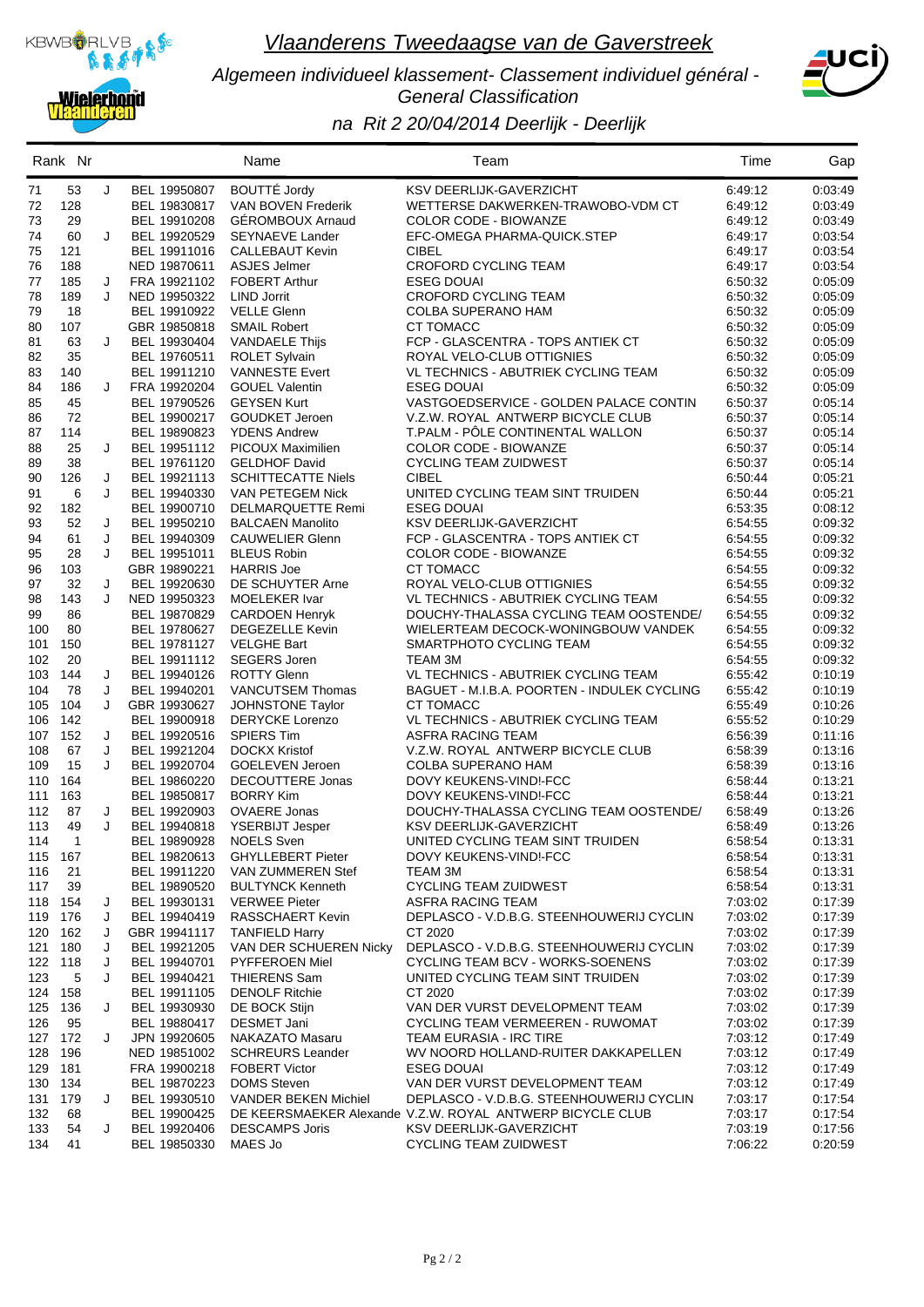# *Vlaanderens Tweedaagse van de Gaverstreek*

*Algemeen individueel klassement- Classement individuel général - General Classification*

*na Rit 2 20/04/2014 Deerlijk - Deerlijk*

| Rank | Nr | | | Name | Team | Time | Gap |
|---|---|---|---|---|---|---|---|
| 71 | 53 | J | BEL 19950807 | BOUTTÉ Jordy | KSV DEERLIJK-GAVERZICHT | 6:49:12 | 0:03:49 |
| 72 | 128 | | BEL 19830817 | VAN BOVEN Frederik | WETTERSE DAKWERKEN-TRAWOBO-VDM CT | 6:49:12 | 0:03:49 |
| 73 | 29 | | BEL 19910208 | GÉROMBOUX Arnaud | COLOR CODE - BIOWANZE | 6:49:12 | 0:03:49 |
| 74 | 60 | J | BEL 19920529 | SEYNAEVE Lander | EFC-OMEGA PHARMA-QUICK.STEP | 6:49:17 | 0:03:54 |
| 75 | 121 | | BEL 19911016 | CALLEBAUT Kevin | CIBEL | 6:49:17 | 0:03:54 |
| 76 | 188 | | NED 19870611 | ASJES Jelmer | CROFORD CYCLING TEAM | 6:49:17 | 0:03:54 |
| 77 | 185 | J | FRA 19921102 | FOBERT Arthur | ESEG DOUAI | 6:50:32 | 0:05:09 |
| 78 | 189 | J | NED 19950322 | LIND Jorrit | CROFORD CYCLING TEAM | 6:50:32 | 0:05:09 |
| 79 | 18 | | BEL 19910922 | VELLE Glenn | COLBA SUPERANO HAM | 6:50:32 | 0:05:09 |
| 80 | 107 | | GBR 19850818 | SMAIL Robert | CT TOMACC | 6:50:32 | 0:05:09 |
| 81 | 63 | J | BEL 19930404 | VANDAELE Thijs | FCP - GLASCENTRA - TOPS ANTIEK CT | 6:50:32 | 0:05:09 |
| 82 | 35 | | BEL 19760511 | ROLET Sylvain | ROYAL VELO-CLUB OTTIGNIES | 6:50:32 | 0:05:09 |
| 83 | 140 | | BEL 19911210 | VANNESTE Evert | VL TECHNICS - ABUTRIEK CYCLING TEAM | 6:50:32 | 0:05:09 |
| 84 | 186 | J | FRA 19920204 | GOUEL Valentin | ESEG DOUAI | 6:50:32 | 0:05:09 |
| 85 | 45 | | BEL 19790526 | GEYSEN Kurt | VASTGOEDSERVICE - GOLDEN PALACE CONTIN | 6:50:37 | 0:05:14 |
| 86 | 72 | | BEL 19900217 | GOUDKET Jeroen | V.Z.W. ROYAL ANTWERP BICYCLE CLUB | 6:50:37 | 0:05:14 |
| 87 | 114 | | BEL 19890823 | YDENS Andrew | T.PALM - PÔLE CONTINENTAL WALLON | 6:50:37 | 0:05:14 |
| 88 | 25 | J | BEL 19951112 | PICOUX Maximilien | COLOR CODE - BIOWANZE | 6:50:37 | 0:05:14 |
| 89 | 38 | | BEL 19761120 | GELDHOF David | CYCLING TEAM ZUIDWEST | 6:50:37 | 0:05:14 |
| 90 | 126 | J | BEL 19921113 | SCHITTECATTE Niels | CIBEL | 6:50:44 | 0:05:21 |
| 91 | 6 | J | BEL 19940330 | VAN PETEGEM Nick | UNITED CYCLING TEAM SINT TRUIDEN | 6:50:44 | 0:05:21 |
| 92 | 182 | | BEL 19900710 | DELMARQUETTE Remi | ESEG DOUAI | 6:53:35 | 0:08:12 |
| 93 | 52 | J | BEL 19950210 | BALCAEN Manolito | KSV DEERLIJK-GAVERZICHT | 6:54:55 | 0:09:32 |
| 94 | 61 | J | BEL 19940309 | CAUWELIER Glenn | FCP - GLASCENTRA - TOPS ANTIEK CT | 6:54:55 | 0:09:32 |
| 95 | 28 | J | BEL 19951011 | BLEUS Robin | COLOR CODE - BIOWANZE | 6:54:55 | 0:09:32 |
| 96 | 103 | | GBR 19890221 | HARRIS Joe | CT TOMACC | 6:54:55 | 0:09:32 |
| 97 | 32 | J | BEL 19920630 | DE SCHUYTER Arne | ROYAL VELO-CLUB OTTIGNIES | 6:54:55 | 0:09:32 |
| 98 | 143 | J | NED 19950323 | MOELEKER Ivar | VL TECHNICS - ABUTRIEK CYCLING TEAM | 6:54:55 | 0:09:32 |
| 99 | 86 | | BEL 19870829 | CARDOEN Henryk | DOUCHY-THALASSA CYCLING TEAM OOSTENDE/ | 6:54:55 | 0:09:32 |
| 100 | 80 | | BEL 19780627 | DEGEZELLE Kevin | WIELERTEAM DECOCK-WONINGBOUW VANDEK | 6:54:55 | 0:09:32 |
| 101 | 150 | | BEL 19781127 | VELGHE Bart | SMARTPHOTO CYCLING TEAM | 6:54:55 | 0:09:32 |
| 102 | 20 | | BEL 19911112 | SEGERS Joren | TEAM 3M | 6:54:55 | 0:09:32 |
| 103 | 144 | J | BEL 19940126 | ROTTY Glenn | VL TECHNICS - ABUTRIEK CYCLING TEAM | 6:55:42 | 0:10:19 |
| 104 | 78 | J | BEL 19940201 | VANCUTSEM Thomas | BAGUET - M.I.B.A. POORTEN - INDULEK CYCLING | 6:55:42 | 0:10:19 |
| 105 | 104 | J | GBR 19930627 | JOHNSTONE Taylor | CT TOMACC | 6:55:49 | 0:10:26 |
| 106 | 142 | | BEL 19900918 | DERYCKE Lorenzo | VL TECHNICS - ABUTRIEK CYCLING TEAM | 6:55:52 | 0:10:29 |
| 107 | 152 | J | BEL 19920516 | SPIERS Tim | ASFRA RACING TEAM | 6:56:39 | 0:11:16 |
| 108 | 67 | J | BEL 19921204 | DOCKX Kristof | V.Z.W. ROYAL ANTWERP BICYCLE CLUB | 6:58:39 | 0:13:16 |
| 109 | 15 | J | BEL 19920704 | GOELEVEN Jeroen | COLBA SUPERANO HAM | 6:58:39 | 0:13:16 |
| 110 | 164 | | BEL 19860220 | DECOUTTERE Jonas | DOVY KEUKENS-VINDI-FCC | 6:58:44 | 0:13:21 |
| 111 | 163 | | BEL 19850817 | BORRY Kim | DOVY KEUKENS-VINDI-FCC | 6:58:44 | 0:13:21 |
| 112 | 87 | J | BEL 19920903 | OVAERE Jonas | DOUCHY-THALASSA CYCLING TEAM OOSTENDE/ | 6:58:49 | 0:13:26 |
| 113 | 49 | J | BEL 19940818 | YSERBIJT Jesper | KSV DEERLIJK-GAVERZICHT | 6:58:49 | 0:13:26 |
| 114 | 1 | | BEL 19890928 | NOELS Sven | UNITED CYCLING TEAM SINT TRUIDEN | 6:58:54 | 0:13:31 |
| 115 | 167 | | BEL 19820613 | GHYLLEBERT Pieter | DOVY KEUKENS-VINDI-FCC | 6:58:54 | 0:13:31 |
| 116 | 21 | | BEL 19911220 | VAN ZUMMEREN Stef | TEAM 3M | 6:58:54 | 0:13:31 |
| 117 | 39 | | BEL 19890520 | BULTYNCK Kenneth | CYCLING TEAM ZUIDWEST | 6:58:54 | 0:13:31 |
| 118 | 154 | J | BEL 19930131 | VERWEE Pieter | ASFRA RACING TEAM | 7:03:02 | 0:17:39 |
| 119 | 176 | J | BEL 19940419 | RASSCHAERT Kevin | DEPLASCO - V.D.B.G. STEENHOUWERIJ CYCLIN | 7:03:02 | 0:17:39 |
| 120 | 162 | J | GBR 19941117 | TANFIELD Harry | CT 2020 | 7:03:02 | 0:17:39 |
| 121 | 180 | J | BEL 19921205 | VAN DER SCHUEREN Nicky | DEPLASCO - V.D.B.G. STEENHOUWERIJ CYCLIN | 7:03:02 | 0:17:39 |
| 122 | 118 | J | BEL 19940701 | PYFFEROEN Miel | CYCLING TEAM BCV - WORKS-SOENENS | 7:03:02 | 0:17:39 |
| 123 | 5 | J | BEL 19940421 | THIERENS Sam | UNITED CYCLING TEAM SINT TRUIDEN | 7:03:02 | 0:17:39 |
| 124 | 158 | | BEL 19911105 | DENOLF Ritchie | CT 2020 | 7:03:02 | 0:17:39 |
| 125 | 136 | J | BEL 19930930 | DE BOCK Stijn | VAN DER VURST DEVELOPMENT TEAM | 7:03:02 | 0:17:39 |
| 126 | 95 | | BEL 19880417 | DESMET Jani | CYCLING TEAM VERMEEREN - RUWOMAT | 7:03:02 | 0:17:39 |
| 127 | 172 | J | JPN 19920605 | NAKAZATO Masaru | TEAM EURASIA - IRC TIRE | 7:03:12 | 0:17:49 |
| 128 | 196 | | NED 19851002 | SCHREURS Leander | WV NOORD HOLLAND-RUITER DAKKAPELLEN | 7:03:12 | 0:17:49 |
| 129 | 181 | | FRA 19900218 | FOBERT Victor | ESEG DOUAI | 7:03:12 | 0:17:49 |
| 130 | 134 | | BEL 19870223 | DOMS Steven | VAN DER VURST DEVELOPMENT TEAM | 7:03:12 | 0:17:49 |
| 131 | 179 | J | BEL 19930510 | VANDER BEKEN Michiel | DEPLASCO - V.D.B.G. STEENHOUWERIJ CYCLIN | 7:03:17 | 0:17:54 |
| 132 | 68 | | BEL 19900425 | DE KEERSMAEKER Alexande | V.Z.W. ROYAL ANTWERP BICYCLE CLUB | 7:03:17 | 0:17:54 |
| 133 | 54 | J | BEL 19920406 | DESCAMPS Joris | KSV DEERLIJK-GAVERZICHT | 7:03:19 | 0:17:56 |
| 134 | 41 | | BEL 19850330 | MAES Jo | CYCLING TEAM ZUIDWEST | 7:06:22 | 0:20:59 |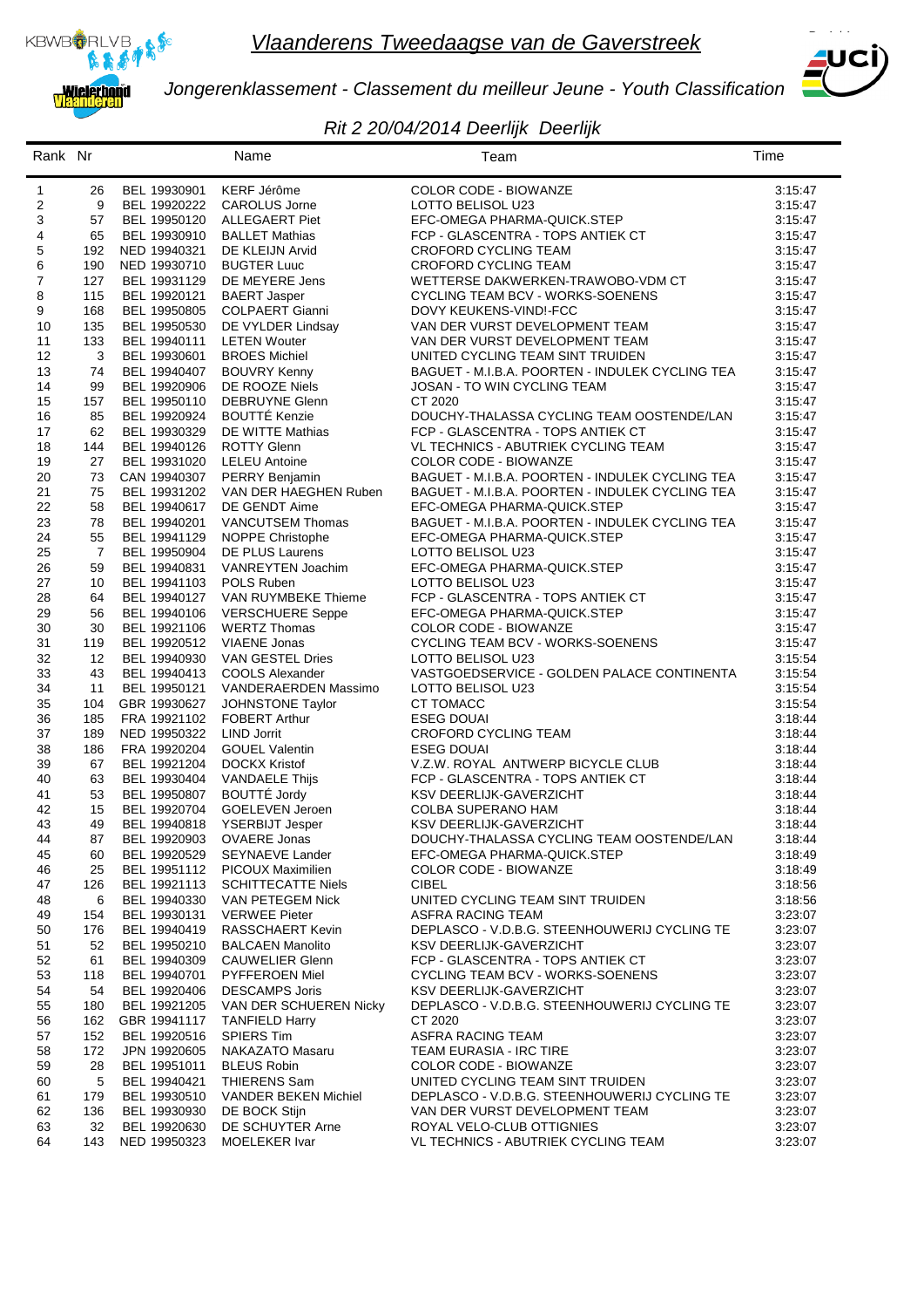# *Vlaanderens Tweedaagse van de Gaverstreek*

*Jongerenklassement - Classement du meilleur Jeune - Youth Classification*

## *Rit 2 20/04/2014 Deerlijk Deerlijk*

| Rank | Nr | | Name | Team | Time |
|---|---|---|---|---|---|
| 1 | 26 | BEL 19930901 | KERF Jérôme | COLOR CODE - BIOWANZE | 3:15:47 |
| 2 | 9 | BEL 19920222 | CAROLUS Jorne | LOTTO BELISOL U23 | 3:15:47 |
| 3 | 57 | BEL 19950120 | ALLEGAERT Piet | EFC-OMEGA PHARMA-QUICK.STEP | 3:15:47 |
| 4 | 65 | BEL 19930910 | BALLET Mathias | FCP - GLASCENTRA - TOPS ANTIEK CT | 3:15:47 |
| 5 | 192 | NED 19940321 | DE KLEIJN Arvid | CROFORD CYCLING TEAM | 3:15:47 |
| 6 | 190 | NED 19930710 | BUGTER Luuc | CROFORD CYCLING TEAM | 3:15:47 |
| 7 | 127 | BEL 19931129 | DE MEYERE Jens | WETTERSE DAKWERKEN-TRAWOBO-VDM CT | 3:15:47 |
| 8 | 115 | BEL 19920121 | BAERT Jasper | CYCLING TEAM BCV - WORKS-SOENENS | 3:15:47 |
| 9 | 168 | BEL 19950805 | COLPAERT Gianni | DOVY KEUKENS-VIND!-FCC | 3:15:47 |
| 10 | 135 | BEL 19950530 | DE VYLDER Lindsay | VAN DER VURST DEVELOPMENT TEAM | 3:15:47 |
| 11 | 133 | BEL 19940111 | LETEN Wouter | VAN DER VURST DEVELOPMENT TEAM | 3:15:47 |
| 12 | 3 | BEL 19930601 | BROES Michiel | UNITED CYCLING TEAM SINT TRUIDEN | 3:15:47 |
| 13 | 74 | BEL 19940407 | BOUVRY Kenny | BAGUET - M.I.B.A. POORTEN - INDULEK CYCLING TEA | 3:15:47 |
| 14 | 99 | BEL 19920906 | DE ROOZE Niels | JOSAN - TO WIN CYCLING TEAM | 3:15:47 |
| 15 | 157 | BEL 19950110 | DEBRUYNE Glenn | CT 2020 | 3:15:47 |
| 16 | 85 | BEL 19920924 | BOUTTÉ Kenzie | DOUCHY-THALASSA CYCLING TEAM OOSTENDE/LAN | 3:15:47 |
| 17 | 62 | BEL 19930329 | DE WITTE Mathias | FCP - GLASCENTRA - TOPS ANTIEK CT | 3:15:47 |
| 18 | 144 | BEL 19940126 | ROTTY Glenn | VL TECHNICS - ABUTRIEK CYCLING TEAM | 3:15:47 |
| 19 | 27 | BEL 19931020 | LELEU Antoine | COLOR CODE - BIOWANZE | 3:15:47 |
| 20 | 73 | CAN 19940307 | PERRY Benjamin | BAGUET - M.I.B.A. POORTEN - INDULEK CYCLING TEA | 3:15:47 |
| 21 | 75 | BEL 19931202 | VAN DER HAEGHEN Ruben | BAGUET - M.I.B.A. POORTEN - INDULEK CYCLING TEA | 3:15:47 |
| 22 | 58 | BEL 19940617 | DE GENDT Aime | EFC-OMEGA PHARMA-QUICK.STEP | 3:15:47 |
| 23 | 78 | BEL 19940201 | VANCUTSEM Thomas | BAGUET - M.I.B.A. POORTEN - INDULEK CYCLING TEA | 3:15:47 |
| 24 | 55 | BEL 19941129 | NOPPE Christophe | EFC-OMEGA PHARMA-QUICK.STEP | 3:15:47 |
| 25 | 7 | BEL 19950904 | DE PLUS Laurens | LOTTO BELISOL U23 | 3:15:47 |
| 26 | 59 | BEL 19940831 | VANREYTEN Joachim | EFC-OMEGA PHARMA-QUICK.STEP | 3:15:47 |
| 27 | 10 | BEL 19941103 | POLS Ruben | LOTTO BELISOL U23 | 3:15:47 |
| 28 | 64 | BEL 19940127 | VAN RUYMBEKE Thieme | FCP - GLASCENTRA - TOPS ANTIEK CT | 3:15:47 |
| 29 | 56 | BEL 19940106 | VERSCHUERE Seppe | EFC-OMEGA PHARMA-QUICK.STEP | 3:15:47 |
| 30 | 30 | BEL 19921106 | WERTZ Thomas | COLOR CODE - BIOWANZE | 3:15:47 |
| 31 | 119 | BEL 19920512 | VIAENE Jonas | CYCLING TEAM BCV - WORKS-SOENENS | 3:15:47 |
| 32 | 12 | BEL 19940930 | VAN GESTEL Dries | LOTTO BELISOL U23 | 3:15:54 |
| 33 | 43 | BEL 19940413 | COOLS Alexander | VASTGOEDSERVICE - GOLDEN PALACE CONTINENTA | 3:15:54 |
| 34 | 11 | BEL 19950121 | VANDERAERDEN Massimo | LOTTO BELISOL U23 | 3:15:54 |
| 35 | 104 | GBR 19930627 | JOHNSTONE Taylor | CT TOMACC | 3:15:54 |
| 36 | 185 | FRA 19921102 | FOBERT Arthur | ESEG DOUAI | 3:18:44 |
| 37 | 189 | NED 19950322 | LIND Jorrit | CROFORD CYCLING TEAM | 3:18:44 |
| 38 | 186 | FRA 19920204 | GOUEL Valentin | ESEG DOUAI | 3:18:44 |
| 39 | 67 | BEL 19921204 | DOCKX Kristof | V.Z.W. ROYAL ANTWERP BICYCLE CLUB | 3:18:44 |
| 40 | 63 | BEL 19930404 | VANDAELE Thijs | FCP - GLASCENTRA - TOPS ANTIEK CT | 3:18:44 |
| 41 | 53 | BEL 19950807 | BOUTTÉ Jordy | KSV DEERLIJK-GAVERZICHT | 3:18:44 |
| 42 | 15 | BEL 19920704 | GOELEVEN Jeroen | COLBA SUPERANO HAM | 3:18:44 |
| 43 | 49 | BEL 19940818 | YSERBIJT Jesper | KSV DEERLIJK-GAVERZICHT | 3:18:44 |
| 44 | 87 | BEL 19920903 | OVAERE Jonas | DOUCHY-THALASSA CYCLING TEAM OOSTENDE/LAN | 3:18:44 |
| 45 | 60 | BEL 19920529 | SEYNAEVE Lander | EFC-OMEGA PHARMA-QUICK.STEP | 3:18:49 |
| 46 | 25 | BEL 19951112 | PICOUX Maximilien | COLOR CODE - BIOWANZE | 3:18:49 |
| 47 | 126 | BEL 19921113 | SCHITTECATTE Niels | CIBEL | 3:18:56 |
| 48 | 6 | BEL 19940330 | VAN PETEGEM Nick | UNITED CYCLING TEAM SINT TRUIDEN | 3:18:56 |
| 49 | 154 | BEL 19930131 | VERWEE Pieter | ASFRA RACING TEAM | 3:23:07 |
| 50 | 176 | BEL 19940419 | RASSCHAERT Kevin | DEPLASCO - V.D.B.G. STEENHOUWERIJ CYCLING TE | 3:23:07 |
| 51 | 52 | BEL 19950210 | BALCAEN Manolito | KSV DEERLIJK-GAVERZICHT | 3:23:07 |
| 52 | 61 | BEL 19940309 | CAUWELIER Glenn | FCP - GLASCENTRA - TOPS ANTIEK CT | 3:23:07 |
| 53 | 118 | BEL 19940701 | PYFFEROEN Miel | CYCLING TEAM BCV - WORKS-SOENENS | 3:23:07 |
| 54 | 54 | BEL 19920406 | DESCAMPS Joris | KSV DEERLIJK-GAVERZICHT | 3:23:07 |
| 55 | 180 | BEL 19921205 | VAN DER SCHUEREN Nicky | DEPLASCO - V.D.B.G. STEENHOUWERIJ CYCLING TE | 3:23:07 |
| 56 | 162 | GBR 19941117 | TANFIELD Harry | CT 2020 | 3:23:07 |
| 57 | 152 | BEL 19920516 | SPIERS Tim | ASFRA RACING TEAM | 3:23:07 |
| 58 | 172 | JPN 19920605 | NAKAZATO Masaru | TEAM EURASIA - IRC TIRE | 3:23:07 |
| 59 | 28 | BEL 19951011 | BLEUS Robin | COLOR CODE - BIOWANZE | 3:23:07 |
| 60 | 5 | BEL 19940421 | THIERENS Sam | UNITED CYCLING TEAM SINT TRUIDEN | 3:23:07 |
| 61 | 179 | BEL 19930510 | VANDER BEKEN Michiel | DEPLASCO - V.D.B.G. STEENHOUWERIJ CYCLING TE | 3:23:07 |
| 62 | 136 | BEL 19930930 | DE BOCK Stijn | VAN DER VURST DEVELOPMENT TEAM | 3:23:07 |
| 63 | 32 | BEL 19920630 | DE SCHUYTER Arne | ROYAL VELO-CLUB OTTIGNIES | 3:23:07 |
| 64 | 143 | NED 19950323 | MOELEKER Ivar | VL TECHNICS - ABUTRIEK CYCLING TEAM | 3:23:07 |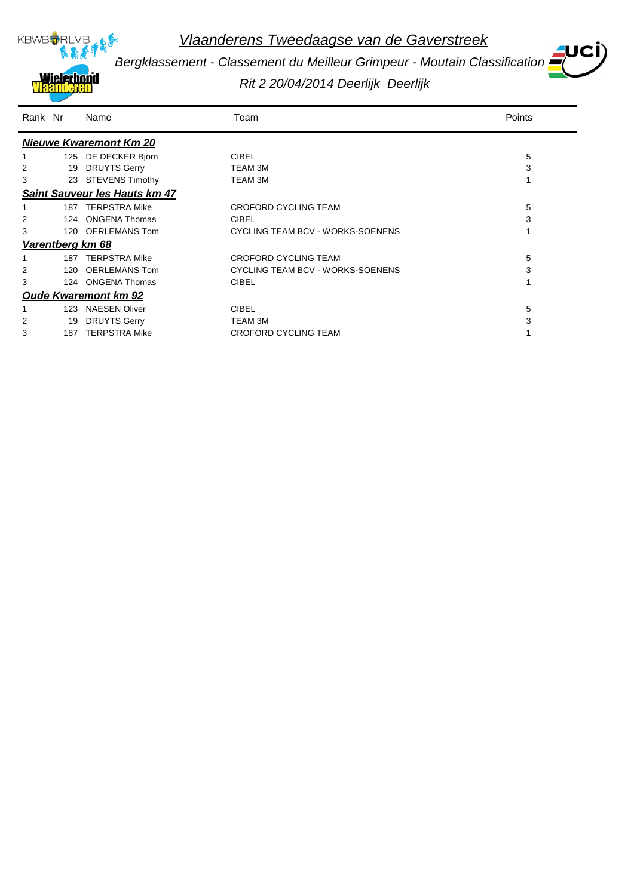# *Vlaanderens Tweedaagse van de Gaverstreek*

*Bergklassement - Classement du Meilleur Grimpeur - Moutain Classification*

*Rit 2 20/04/2014 Deerlijk Deerlijk*

| Rank | Nr | Name | Team | Points |
|---|---|---|---|---|
| ***Nieuwe Kwaremont Km 20*** | | | | |
| 1 | 125 | DE DECKER Bjorn | CIBEL | 5 |
| 2 | 19 | DRUYTS Gerry | TEAM 3M | 3 |
| 3 | 23 | STEVENS Timothy | TEAM 3M | 1 |
| ***Saint Sauveur les Hauts km 47*** | | | | |
| 1 | 187 | TERPSTRA Mike | CROFORD CYCLING TEAM | 5 |
| 2 | 124 | ONGENA Thomas | CIBEL | 3 |
| 3 | 120 | OERLEMANS Tom | CYCLING TEAM BCV - WORKS-SOENENS | 1 |
| ***Varentberg km 68*** | | | | |
| 1 | 187 | TERPSTRA Mike | CROFORD CYCLING TEAM | 5 |
| 2 | 120 | OERLEMANS Tom | CYCLING TEAM BCV - WORKS-SOENENS | 3 |
| 3 | 124 | ONGENA Thomas | CIBEL | 1 |
| ***Oude Kwaremont km 92*** | | | | |
| 1 | 123 | NAESEN Oliver | CIBEL | 5 |
| 2 | 19 | DRUYTS Gerry | TEAM 3M | 3 |
| 3 | 187 | TERPSTRA Mike | CROFORD CYCLING TEAM | 1 |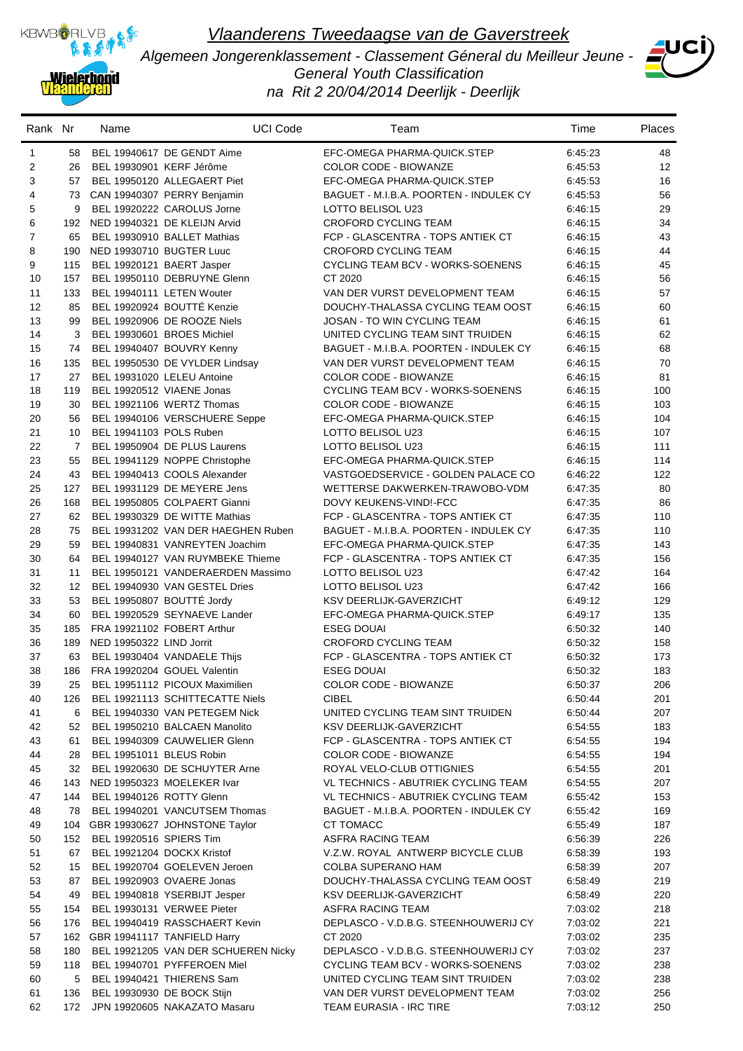# *Vlaanderens Tweedaagse van de Gaverstreek*

*Algemeen Jongerenklassement - Classement Géneral du Meilleur Jeune - General Youth Classification*

*na Rit 2 20/04/2014 Deerlijk - Deerlijk*

| Rank | Nr | Name | UCI Code | Team | Time | Places |
|---|---|---|---|---|---|---|
| 1 | 58 | BEL 19940617 | DE GENDT Aime | EFC-OMEGA PHARMA-QUICK.STEP | 6:45:23 | 48 |
| 2 | 26 | BEL 19930901 | KERF Jérôme | COLOR CODE - BIOWANZE | 6:45:53 | 12 |
| 3 | 57 | BEL 19950120 | ALLEGAERT Piet | EFC-OMEGA PHARMA-QUICK.STEP | 6:45:53 | 16 |
| 4 | 73 | CAN 19940307 | PERRY Benjamin | BAGUET - M.I.B.A. POORTEN - INDULEK CY | 6:45:53 | 56 |
| 5 | 9 | BEL 19920222 | CAROLUS Jorne | LOTTO BELISOL U23 | 6:46:15 | 29 |
| 6 | 192 | NED 19940321 | DE KLEIJN Arvid | CROFORD CYCLING TEAM | 6:46:15 | 34 |
| 7 | 65 | BEL 19930910 | BALLET Mathias | FCP - GLASCENTRA - TOPS ANTIEK CT | 6:46:15 | 43 |
| 8 | 190 | NED 19930710 | BUGTER Luuc | CROFORD CYCLING TEAM | 6:46:15 | 44 |
| 9 | 115 | BEL 19920121 | BAERT Jasper | CYCLING TEAM BCV - WORKS-SOENENS | 6:46:15 | 45 |
| 10 | 157 | BEL 19950110 | DEBRUYNE Glenn | CT 2020 | 6:46:15 | 56 |
| 11 | 133 | BEL 19940111 | LETEN Wouter | VAN DER VURST DEVELOPMENT TEAM | 6:46:15 | 57 |
| 12 | 85 | BEL 19920924 | BOUTTÉ Kenzie | DOUCHY-THALASSA CYCLING TEAM OOST | 6:46:15 | 60 |
| 13 | 99 | BEL 19920906 | DE ROOZE Niels | JOSAN - TO WIN CYCLING TEAM | 6:46:15 | 61 |
| 14 | 3 | BEL 19930601 | BROES Michiel | UNITED CYCLING TEAM SINT TRUIDEN | 6:46:15 | 62 |
| 15 | 74 | BEL 19940407 | BOUVRY Kenny | BAGUET - M.I.B.A. POORTEN - INDULEK CY | 6:46:15 | 68 |
| 16 | 135 | BEL 19950530 | DE VYLDER Lindsay | VAN DER VURST DEVELOPMENT TEAM | 6:46:15 | 70 |
| 17 | 27 | BEL 19931020 | LELEU Antoine | COLOR CODE - BIOWANZE | 6:46:15 | 81 |
| 18 | 119 | BEL 19920512 | VIAENE Jonas | CYCLING TEAM BCV - WORKS-SOENENS | 6:46:15 | 100 |
| 19 | 30 | BEL 19921106 | WERTZ Thomas | COLOR CODE - BIOWANZE | 6:46:15 | 103 |
| 20 | 56 | BEL 19940106 | VERSCHUERE Seppe | EFC-OMEGA PHARMA-QUICK.STEP | 6:46:15 | 104 |
| 21 | 10 | BEL 19941103 | POLS Ruben | LOTTO BELISOL U23 | 6:46:15 | 107 |
| 22 | 7 | BEL 19950904 | DE PLUS Laurens | LOTTO BELISOL U23 | 6:46:15 | 111 |
| 23 | 55 | BEL 19941129 | NOPPE Christophe | EFC-OMEGA PHARMA-QUICK.STEP | 6:46:15 | 114 |
| 24 | 43 | BEL 19940413 | COOLS Alexander | VASTGOEDSERVICE - GOLDEN PALACE CO | 6:46:22 | 122 |
| 25 | 127 | BEL 19931129 | DE MEYERE Jens | WETTERSE DAKWERKEN-TRAWOBO-VDM | 6:47:35 | 80 |
| 26 | 168 | BEL 19950805 | COLPAERT Gianni | DOVY KEUKENS-VIND!-FCC | 6:47:35 | 86 |
| 27 | 62 | BEL 19930329 | DE WITTE Mathias | FCP - GLASCENTRA - TOPS ANTIEK CT | 6:47:35 | 110 |
| 28 | 75 | BEL 19931202 | VAN DER HAEGHEN Ruben | BAGUET - M.I.B.A. POORTEN - INDULEK CY | 6:47:35 | 110 |
| 29 | 59 | BEL 19940831 | VANREYTEN Joachim | EFC-OMEGA PHARMA-QUICK.STEP | 6:47:35 | 143 |
| 30 | 64 | BEL 19940127 | VAN RUYMBEKE Thieme | FCP - GLASCENTRA - TOPS ANTIEK CT | 6:47:35 | 156 |
| 31 | 11 | BEL 19950121 | VANDERAERDEN Massimo | LOTTO BELISOL U23 | 6:47:42 | 164 |
| 32 | 12 | BEL 19940930 | VAN GESTEL Dries | LOTTO BELISOL U23 | 6:47:42 | 166 |
| 33 | 53 | BEL 19950807 | BOUTTÉ Jordy | KSV DEERLIJK-GAVERZICHT | 6:49:12 | 129 |
| 34 | 60 | BEL 19920529 | SEYNAEVE Lander | EFC-OMEGA PHARMA-QUICK.STEP | 6:49:17 | 135 |
| 35 | 185 | FRA 19921102 | FOBERT Arthur | ESEG DOUAI | 6:50:32 | 140 |
| 36 | 189 | NED 19950322 | LIND Jorrit | CROFORD CYCLING TEAM | 6:50:32 | 158 |
| 37 | 63 | BEL 19930404 | VANDAELE Thijs | FCP - GLASCENTRA - TOPS ANTIEK CT | 6:50:32 | 173 |
| 38 | 186 | FRA 19920204 | GOUEL Valentin | ESEG DOUAI | 6:50:32 | 183 |
| 39 | 25 | BEL 19951112 | PICOUX Maximilien | COLOR CODE - BIOWANZE | 6:50:37 | 206 |
| 40 | 126 | BEL 19921113 | SCHITTECATTE Niels | CIBEL | 6:50:44 | 201 |
| 41 | 6 | BEL 19940330 | VAN PETEGEM Nick | UNITED CYCLING TEAM SINT TRUIDEN | 6:50:44 | 207 |
| 42 | 52 | BEL 19950210 | BALCAEN Manolito | KSV DEERLIJK-GAVERZICHT | 6:54:55 | 183 |
| 43 | 61 | BEL 19940309 | CAUWELIER Glenn | FCP - GLASCENTRA - TOPS ANTIEK CT | 6:54:55 | 194 |
| 44 | 28 | BEL 19951011 | BLEUS Robin | COLOR CODE - BIOWANZE | 6:54:55 | 194 |
| 45 | 32 | BEL 19920630 | DE SCHUYTER Arne | ROYAL VELO-CLUB OTTIGNIES | 6:54:55 | 201 |
| 46 | 143 | NED 19950323 | MOELEKER Ivar | VL TECHNICS - ABUTRIEK CYCLING TEAM | 6:54:55 | 207 |
| 47 | 144 | BEL 19940126 | ROTTY Glenn | VL TECHNICS - ABUTRIEK CYCLING TEAM | 6:55:42 | 153 |
| 48 | 78 | BEL 19940201 | VANCUTSEM Thomas | BAGUET - M.I.B.A. POORTEN - INDULEK CY | 6:55:42 | 169 |
| 49 | 104 | GBR 19930627 | JOHNSTONE Taylor | CT TOMACC | 6:55:49 | 187 |
| 50 | 152 | BEL 19920516 | SPIERS Tim | ASFRA RACING TEAM | 6:56:39 | 226 |
| 51 | 67 | BEL 19921204 | DOCKX Kristof | V.Z.W. ROYAL ANTWERP BICYCLE CLUB | 6:58:39 | 193 |
| 52 | 15 | BEL 19920704 | GOELEVEN Jeroen | COLBA SUPERANO HAM | 6:58:39 | 207 |
| 53 | 87 | BEL 19920903 | OVAERE Jonas | DOUCHY-THALASSA CYCLING TEAM OOST | 6:58:49 | 219 |
| 54 | 49 | BEL 19940818 | YSERBIJT Jesper | KSV DEERLIJK-GAVERZICHT | 6:58:49 | 220 |
| 55 | 154 | BEL 19930131 | VERWEE Pieter | ASFRA RACING TEAM | 7:03:02 | 218 |
| 56 | 176 | BEL 19940419 | RASSCHAERT Kevin | DEPLASCO - V.D.B.G. STEENHOUWERIJ CY | 7:03:02 | 221 |
| 57 | 162 | GBR 19941117 | TANFIELD Harry | CT 2020 | 7:03:02 | 235 |
| 58 | 180 | BEL 19921205 | VAN DER SCHUEREN Nicky | DEPLASCO - V.D.B.G. STEENHOUWERIJ CY | 7:03:02 | 237 |
| 59 | 118 | BEL 19940701 | PYFFEROEN Miel | CYCLING TEAM BCV - WORKS-SOENENS | 7:03:02 | 238 |
| 60 | 5 | BEL 19940421 | THIERENS Sam | UNITED CYCLING TEAM SINT TRUIDEN | 7:03:02 | 238 |
| 61 | 136 | BEL 19930930 | DE BOCK Stijn | VAN DER VURST DEVELOPMENT TEAM | 7:03:02 | 256 |
| 62 | 172 | JPN 19920605 | NAKAZATO Masaru | TEAM EURASIA - IRC TIRE | 7:03:12 | 250 |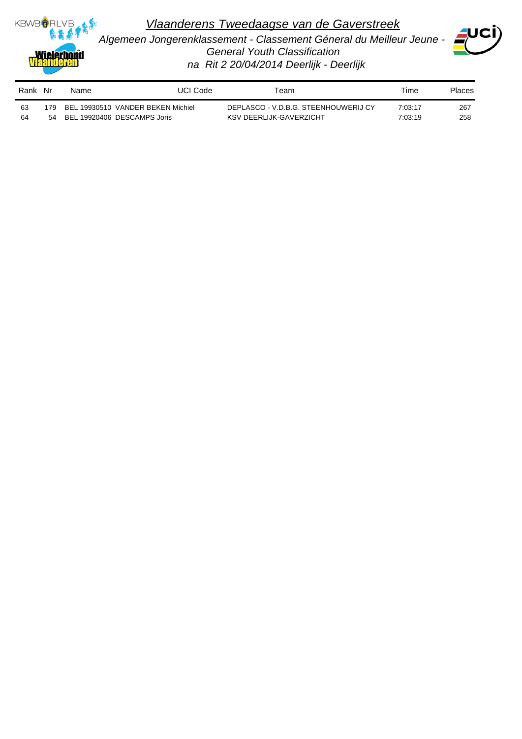# Vlaanderens Tweedaagse van de Gaverstreek

*Algemeen Jongerenklassement - Classement Géneral du Meilleur Jeune - General Youth Classification*

*na Rit 2 20/04/2014 Deerlijk - Deerlijk*

| Rank | Nr | Name | UCI Code | Team | Time | Places |
|---|---|---|---|---|---|---|
| 63 | 179 | VANDER BEKEN Michiel | BEL 19930510 | DEPLASCO - V.D.B.G. STEENHOUWERIJ CY | 7:03:17 | 267 |
| 64 | 54 | DESCAMPS Joris | BEL 19920406 | KSV DEERLIJK-GAVERZICHT | 7:03:19 | 258 |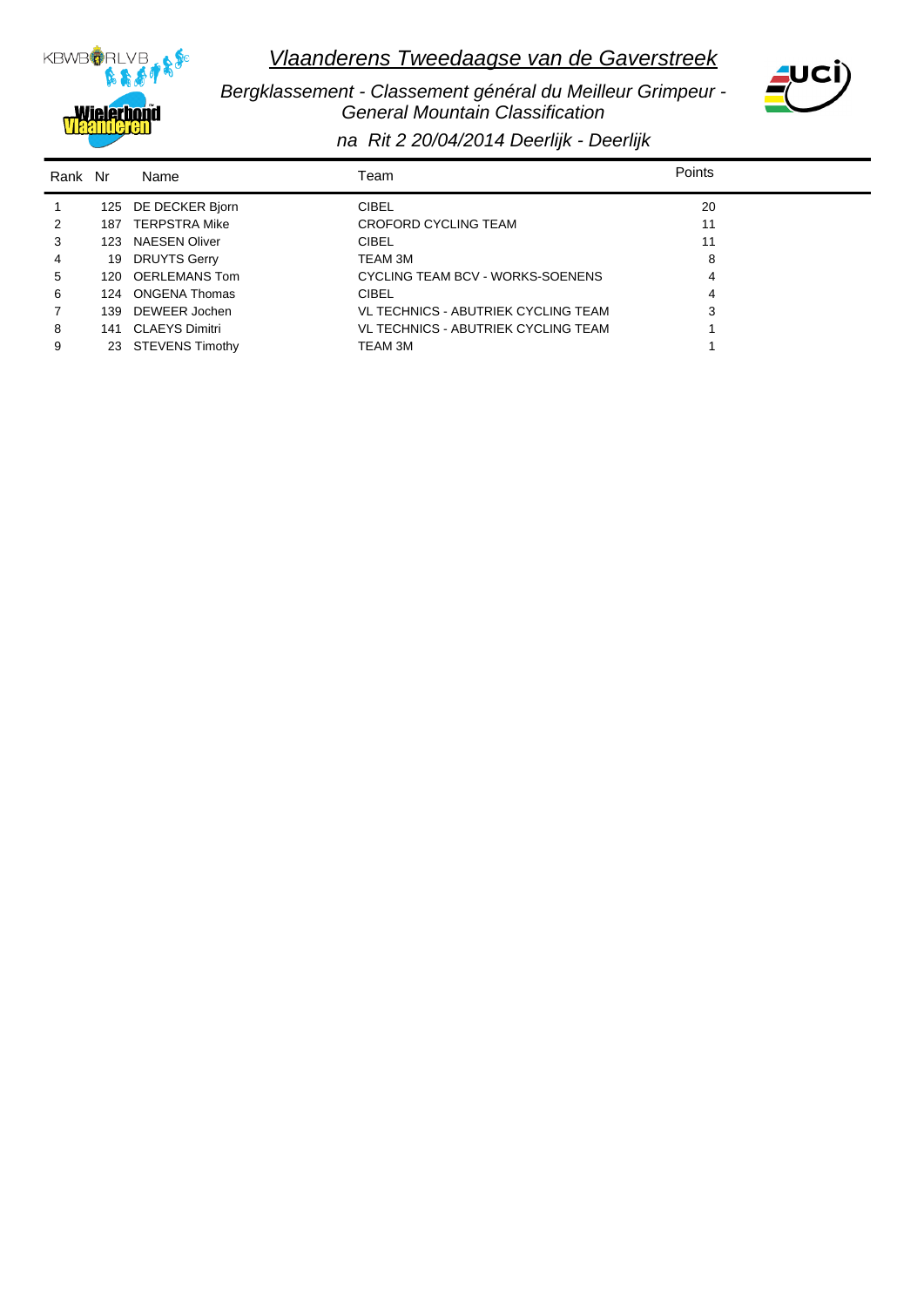# *Vlaanderens Tweedaagse van de Gaverstreek*

*Bergklassement - Classement général du Meilleur Grimpeur - General Mountain Classification*

*na Rit 2 20/04/2014 Deerlijk - Deerlijk*

| Rank | Nr | Name | Team | Points |
|---|---|---|---|---|
| 1 | 125 | DE DECKER Bjorn | CIBEL | 20 |
| 2 | 187 | TERPSTRA Mike | CROFORD CYCLING TEAM | 11 |
| 3 | 123 | NAESEN Oliver | CIBEL | 11 |
| 4 | 19 | DRUYTS Gerry | TEAM 3M | 8 |
| 5 | 120 | OERLEMANS Tom | CYCLING TEAM BCV - WORKS-SOENENS | 4 |
| 6 | 124 | ONGENA Thomas | CIBEL | 4 |
| 7 | 139 | DEWEER Jochen | VL TECHNICS - ABUTRIEK CYCLING TEAM | 3 |
| 8 | 141 | CLAEYS Dimitri | VL TECHNICS - ABUTRIEK CYCLING TEAM | 1 |
| 9 | 23 | STEVENS Timothy | TEAM 3M | 1 |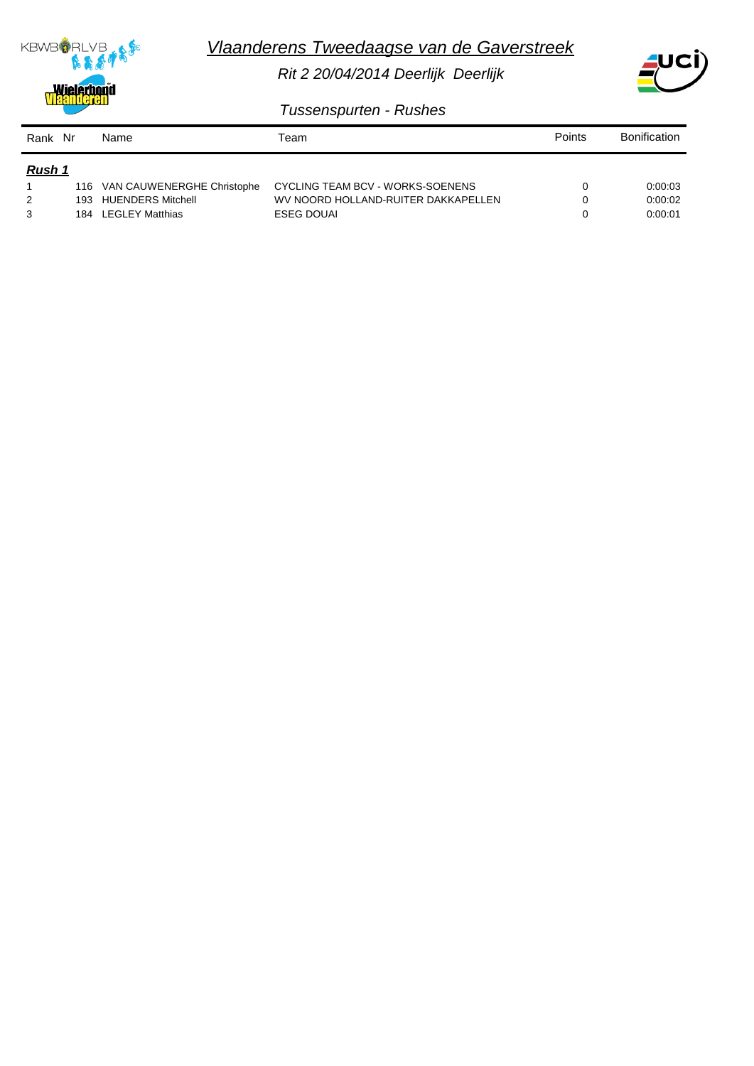# *Vlaanderens Tweedaagse van de Gaverstreek*

*Rit 2 20/04/2014 Deerlijk Deerlijk*

*Tussenspurten - Rushes*

| Rank | Nr | Name | Team | Points | Bonification |
|---|---|---|---|---|---|
| ***Rush 1*** | | | | | |
| 1 | 116 | VAN CAUWENERGHE Christophe | CYCLING TEAM BCV - WORKS-SOENENS | 0 | 0:00:03 |
| 2 | 193 | HUENDERS Mitchell | WV NOORD HOLLAND-RUITER DAKKAPELLEN | 0 | 0:00:02 |
| 3 | 184 | LEGLEY Matthias | ESEG DOUAI | 0 | 0:00:01 |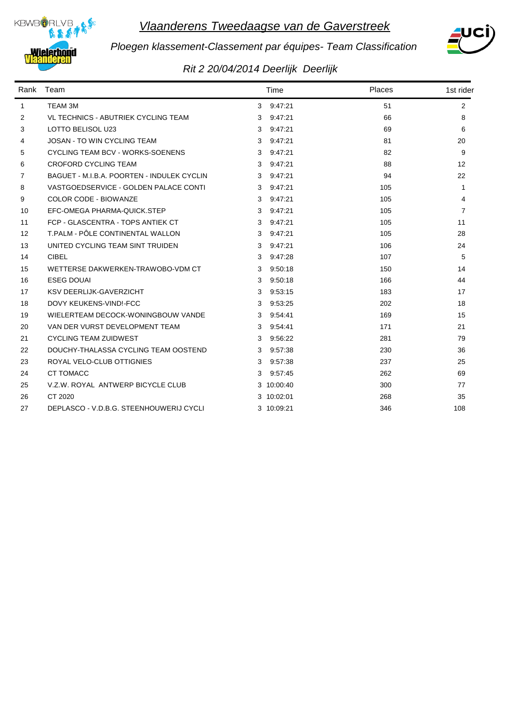# Vlaanderens Tweedaagse van de Gaverstreek

*Ploegen klassement-Classement par équipes- Team Classification*

*Rit 2 20/04/2014 Deerlijk Deerlijk*

| Rank | Team | Time | Places | 1st rider |
|---|---|---|---|---|
| 1 | TEAM 3M | 3 9:47:21 | 51 | 2 |
| 2 | VL TECHNICS - ABUTRIEK CYCLING TEAM | 3 9:47:21 | 66 | 8 |
| 3 | LOTTO BELISOL U23 | 3 9:47:21 | 69 | 6 |
| 4 | JOSAN - TO WIN CYCLING TEAM | 3 9:47:21 | 81 | 20 |
| 5 | CYCLING TEAM BCV - WORKS-SOENENS | 3 9:47:21 | 82 | 9 |
| 6 | CROFORD CYCLING TEAM | 3 9:47:21 | 88 | 12 |
| 7 | BAGUET - M.I.B.A. POORTEN - INDULEK CYCLIN | 3 9:47:21 | 94 | 22 |
| 8 | VASTGOEDSERVICE - GOLDEN PALACE CONTI | 3 9:47:21 | 105 | 1 |
| 9 | COLOR CODE - BIOWANZE | 3 9:47:21 | 105 | 4 |
| 10 | EFC-OMEGA PHARMA-QUICK.STEP | 3 9:47:21 | 105 | 7 |
| 11 | FCP - GLASCENTRA - TOPS ANTIEK CT | 3 9:47:21 | 105 | 11 |
| 12 | T.PALM - PÔLE CONTINENTAL WALLON | 3 9:47:21 | 105 | 28 |
| 13 | UNITED CYCLING TEAM SINT TRUIDEN | 3 9:47:21 | 106 | 24 |
| 14 | CIBEL | 3 9:47:28 | 107 | 5 |
| 15 | WETTERSE DAKWERKEN-TRAWOBO-VDM CT | 3 9:50:18 | 150 | 14 |
| 16 | ESEG DOUAI | 3 9:50:18 | 166 | 44 |
| 17 | KSV DEERLIJK-GAVERZICHT | 3 9:53:15 | 183 | 17 |
| 18 | DOVY KEUKENS-VIND!-FCC | 3 9:53:25 | 202 | 18 |
| 19 | WIELERTEAM DECOCK-WONINGBOUW VANDE | 3 9:54:41 | 169 | 15 |
| 20 | VAN DER VURST DEVELOPMENT TEAM | 3 9:54:41 | 171 | 21 |
| 21 | CYCLING TEAM ZUIDWEST | 3 9:56:22 | 281 | 79 |
| 22 | DOUCHY-THALASSA CYCLING TEAM OOSTEND | 3 9:57:38 | 230 | 36 |
| 23 | ROYAL VELO-CLUB OTTIGNIES | 3 9:57:38 | 237 | 25 |
| 24 | CT TOMACC | 3 9:57:45 | 262 | 69 |
| 25 | V.Z.W. ROYAL ANTWERP BICYCLE CLUB | 3 10:00:40 | 300 | 77 |
| 26 | CT 2020 | 3 10:02:01 | 268 | 35 |
| 27 | DEPLASCO - V.D.B.G. STEENHOUWERIJ CYCLI | 3 10:09:21 | 346 | 108 |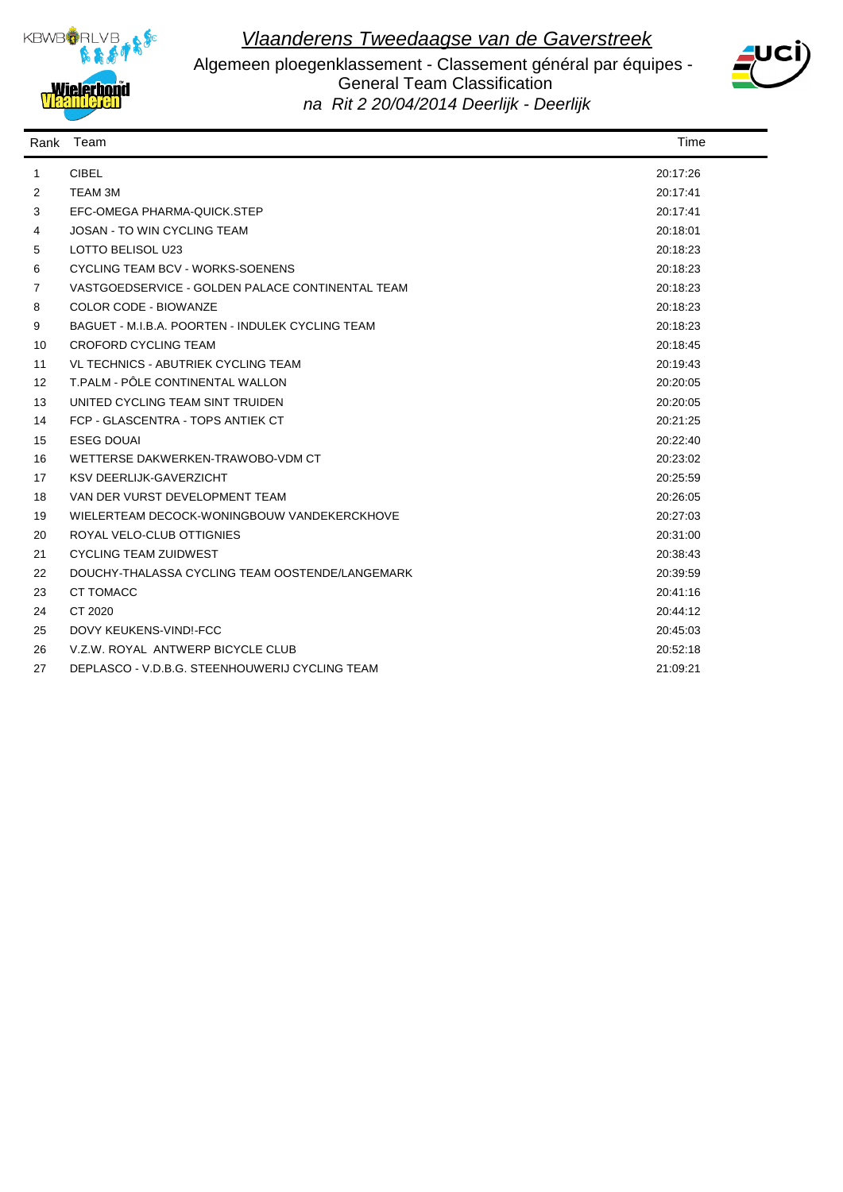# *Vlaanderens Tweedaagse van de Gaverstreek*

Algemeen ploegenklassement - Classement général par équipes - General Team Classification

*na Rit 2 20/04/2014 Deerlijk - Deerlijk*

| Rank | Team | Time |
|---|---|---|
| 1 | CIBEL | 20:17:26 |
| 2 | TEAM 3M | 20:17:41 |
| 3 | EFC-OMEGA PHARMA-QUICK.STEP | 20:17:41 |
| 4 | JOSAN - TO WIN CYCLING TEAM | 20:18:01 |
| 5 | LOTTO BELISOL U23 | 20:18:23 |
| 6 | CYCLING TEAM BCV - WORKS-SOENENS | 20:18:23 |
| 7 | VASTGOEDSERVICE - GOLDEN PALACE CONTINENTAL TEAM | 20:18:23 |
| 8 | COLOR CODE - BIOWANZE | 20:18:23 |
| 9 | BAGUET - M.I.B.A. POORTEN - INDULEK CYCLING TEAM | 20:18:23 |
| 10 | CROFORD CYCLING TEAM | 20:18:45 |
| 11 | VL TECHNICS - ABUTRIEK CYCLING TEAM | 20:19:43 |
| 12 | T.PALM - PÔLE CONTINENTAL WALLON | 20:20:05 |
| 13 | UNITED CYCLING TEAM SINT TRUIDEN | 20:20:05 |
| 14 | FCP - GLASCENTRA - TOPS ANTIEK CT | 20:21:25 |
| 15 | ESEG DOUAI | 20:22:40 |
| 16 | WETTERSE DAKWERKEN-TRAWOBO-VDM CT | 20:23:02 |
| 17 | KSV DEERLIJK-GAVERZICHT | 20:25:59 |
| 18 | VAN DER VURST DEVELOPMENT TEAM | 20:26:05 |
| 19 | WIELERTEAM DECOCK-WONINGBOUW VANDEKERCKHOVE | 20:27:03 |
| 20 | ROYAL VELO-CLUB OTTIGNIES | 20:31:00 |
| 21 | CYCLING TEAM ZUIDWEST | 20:38:43 |
| 22 | DOUCHY-THALASSA CYCLING TEAM OOSTENDE/LANGEMARK | 20:39:59 |
| 23 | CT TOMACC | 20:41:16 |
| 24 | CT 2020 | 20:44:12 |
| 25 | DOVY KEUKENS-VIND!-FCC | 20:45:03 |
| 26 | V.Z.W. ROYAL ANTWERP BICYCLE CLUB | 20:52:18 |
| 27 | DEPLASCO - V.D.B.G. STEENHOUWERIJ CYCLING TEAM | 21:09:21 |